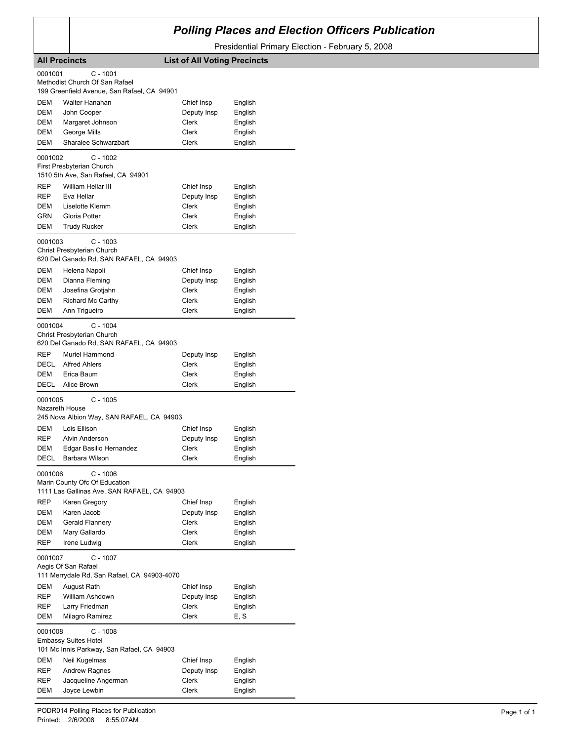# Polling Places and Election Officers Publication

Presidential Primary Election - February 5, 2008

**All Precincts** **List of All Voting Precincts**

0001001 C - 1001
Methodist Church Of San Rafael
199 Greenfield Avenue, San Rafael, CA 94901

| | | | |
|---|---|---|---|
| DEM | Walter Hanahan | Chief Insp | English |
| DEM | John Cooper | Deputy Insp | English |
| DEM | Margaret Johnson | Clerk | English |
| DEM | George Mills | Clerk | English |
| DEM | Sharalee Schwarzbart | Clerk | English |

0001002 C - 1002
First Presbyterian Church
1510 5th Ave, San Rafael, CA 94901

| | | | |
|---|---|---|---|
| REP | William Hellar III | Chief Insp | English |
| REP | Eva Hellar | Deputy Insp | English |
| DEM | Liselotte Klemm | Clerk | English |
| GRN | Gloria Potter | Clerk | English |
| DEM | Trudy Rucker | Clerk | English |

0001003 C - 1003
Christ Presbyterian Church
620 Del Ganado Rd, SAN RAFAEL, CA 94903

| | | | |
|---|---|---|---|
| DEM | Helena Napoli | Chief Insp | English |
| DEM | Dianna Fleming | Deputy Insp | English |
| DEM | Josefina Grotjahn | Clerk | English |
| DEM | Richard Mc Carthy | Clerk | English |
| DEM | Ann Trigueiro | Clerk | English |

0001004 C - 1004
Christ Presbyterian Church
620 Del Ganado Rd, SAN RAFAEL, CA 94903

| | | | |
|---|---|---|---|
| REP | Muriel Hammond | Deputy Insp | English |
| DECL | Alfred Ahlers | Clerk | English |
| DEM | Erica Baum | Clerk | English |
| DECL | Alice Brown | Clerk | English |

0001005 C - 1005
Nazareth House
245 Nova Albion Way, SAN RAFAEL, CA 94903

| | | | |
|---|---|---|---|
| DEM | Lois Ellison | Chief Insp | English |
| REP | Alvin Anderson | Deputy Insp | English |
| DEM | Edgar Basilio Hernandez | Clerk | English |
| DECL | Barbara Wilson | Clerk | English |

0001006 C - 1006
Marin County Ofc Of Education
1111 Las Gallinas Ave, SAN RAFAEL, CA 94903

| | | | |
|---|---|---|---|
| REP | Karen Gregory | Chief Insp | English |
| DEM | Karen Jacob | Deputy Insp | English |
| DEM | Gerald Flannery | Clerk | English |
| DEM | Mary Gallardo | Clerk | English |
| REP | Irene Ludwig | Clerk | English |

0001007 C - 1007
Aegis Of San Rafael
111 Merrydale Rd, San Rafael, CA 94903-4070

| | | | |
|---|---|---|---|
| DEM | August Rath | Chief Insp | English |
| REP | William Ashdown | Deputy Insp | English |
| REP | Larry Friedman | Clerk | English |
| DEM | Milagro Ramirez | Clerk | E, S |

0001008 C - 1008
Embassy Suites Hotel
101 Mc Innis Parkway, San Rafael, CA 94903

| | | | |
|---|---|---|---|
| DEM | Neil Kugelmas | Chief Insp | English |
| REP | Andrew Ragnes | Deputy Insp | English |
| REP | Jacqueline Angerman | Clerk | English |
| DEM | Joyce Lewbin | Clerk | English |

PODR014 Polling Places for Publication
Printed: 2/6/2008 8:55:07AM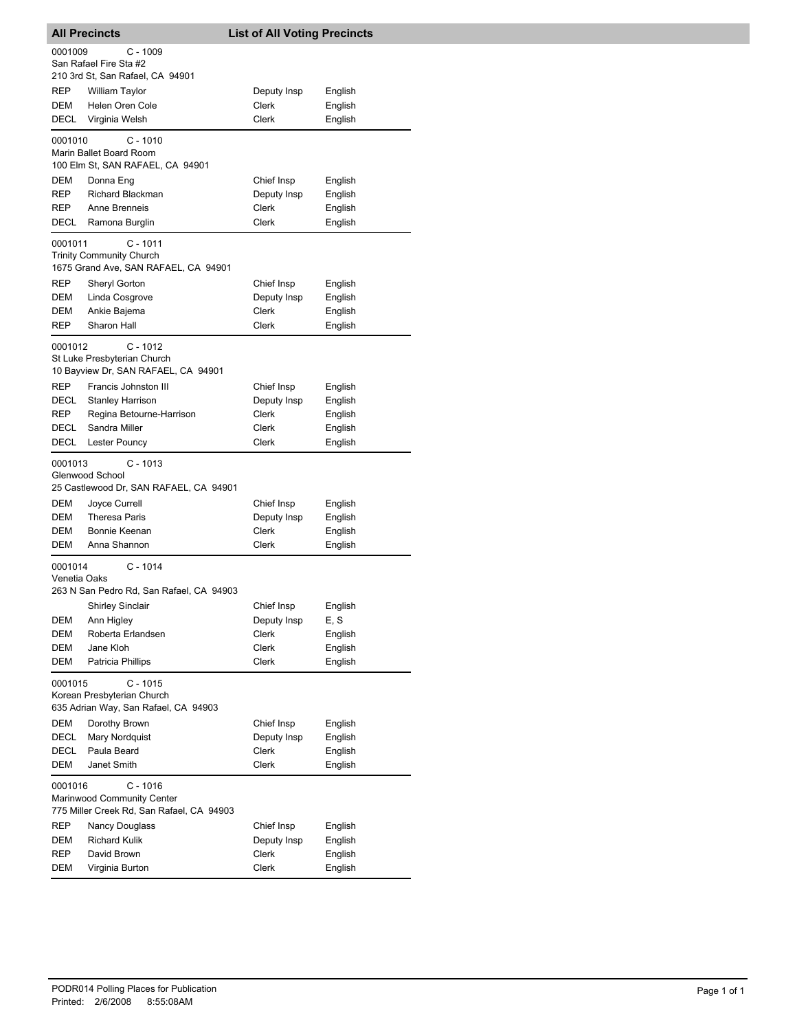## All Precincts — List of All Voting Precincts

**0001009 C - 1009**
San Rafael Fire Sta #2
210 3rd St, San Rafael, CA 94901

| Party | Name | Position | Language |
|---|---|---|---|
| REP | William Taylor | Deputy Insp | English |
| DEM | Helen Oren Cole | Clerk | English |
| DECL | Virginia Welsh | Clerk | English |

**0001010 C - 1010**
Marin Ballet Board Room
100 Elm St, SAN RAFAEL, CA 94901

| Party | Name | Position | Language |
|---|---|---|---|
| DEM | Donna Eng | Chief Insp | English |
| REP | Richard Blackman | Deputy Insp | English |
| REP | Anne Brenneis | Clerk | English |
| DECL | Ramona Burglin | Clerk | English |

**0001011 C - 1011**
Trinity Community Church
1675 Grand Ave, SAN RAFAEL, CA 94901

| Party | Name | Position | Language |
|---|---|---|---|
| REP | Sheryl Gorton | Chief Insp | English |
| DEM | Linda Cosgrove | Deputy Insp | English |
| DEM | Ankie Bajema | Clerk | English |
| REP | Sharon Hall | Clerk | English |

**0001012 C - 1012**
St Luke Presbyterian Church
10 Bayview Dr, SAN RAFAEL, CA 94901

| Party | Name | Position | Language |
|---|---|---|---|
| REP | Francis Johnston III | Chief Insp | English |
| DECL | Stanley Harrison | Deputy Insp | English |
| REP | Regina Betourne-Harrison | Clerk | English |
| DECL | Sandra Miller | Clerk | English |
| DECL | Lester Pouncy | Clerk | English |

**0001013 C - 1013**
Glenwood School
25 Castlewood Dr, SAN RAFAEL, CA 94901

| Party | Name | Position | Language |
|---|---|---|---|
| DEM | Joyce Currell | Chief Insp | English |
| DEM | Theresa Paris | Deputy Insp | English |
| DEM | Bonnie Keenan | Clerk | English |
| DEM | Anna Shannon | Clerk | English |

**0001014 C - 1014**
Venetia Oaks
263 N San Pedro Rd, San Rafael, CA 94903

| Party | Name | Position | Language |
|---|---|---|---|
| | Shirley Sinclair | Chief Insp | English |
| DEM | Ann Higley | Deputy Insp | E, S |
| DEM | Roberta Erlandsen | Clerk | English |
| DEM | Jane Kloh | Clerk | English |
| DEM | Patricia Phillips | Clerk | English |

**0001015 C - 1015**
Korean Presbyterian Church
635 Adrian Way, San Rafael, CA 94903

| Party | Name | Position | Language |
|---|---|---|---|
| DEM | Dorothy Brown | Chief Insp | English |
| DECL | Mary Nordquist | Deputy Insp | English |
| DECL | Paula Beard | Clerk | English |
| DEM | Janet Smith | Clerk | English |

**0001016 C - 1016**
Marinwood Community Center
775 Miller Creek Rd, San Rafael, CA 94903

| Party | Name | Position | Language |
|---|---|---|---|
| REP | Nancy Douglass | Chief Insp | English |
| DEM | Richard Kulik | Deputy Insp | English |
| REP | David Brown | Clerk | English |
| DEM | Virginia Burton | Clerk | English |

PODR014 Polling Places for Publication
Printed: 2/6/2008 8:55:08AM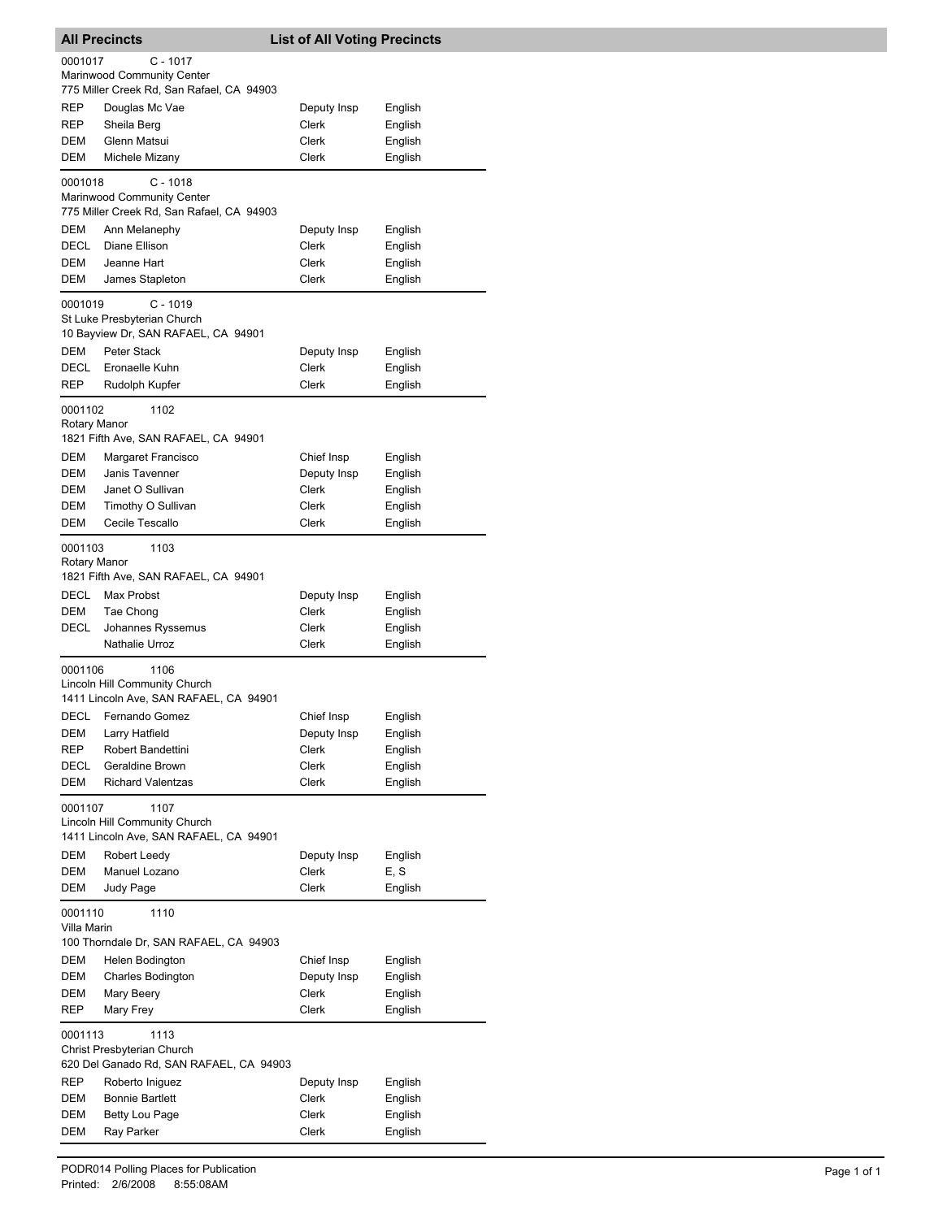## All Precincts — List of All Voting Precincts

**0001017** C - 1017
Marinwood Community Center
775 Miller Creek Rd, San Rafael, CA 94903

| Party | Name | Position | Language |
|---|---|---|---|
| REP | Douglas Mc Vae | Deputy Insp | English |
| REP | Sheila Berg | Clerk | English |
| DEM | Glenn Matsui | Clerk | English |
| DEM | Michele Mizany | Clerk | English |

**0001018** C - 1018
Marinwood Community Center
775 Miller Creek Rd, San Rafael, CA 94903

| Party | Name | Position | Language |
|---|---|---|---|
| DEM | Ann Melanephy | Deputy Insp | English |
| DECL | Diane Ellison | Clerk | English |
| DEM | Jeanne Hart | Clerk | English |
| DEM | James Stapleton | Clerk | English |

**0001019** C - 1019
St Luke Presbyterian Church
10 Bayview Dr, SAN RAFAEL, CA 94901

| Party | Name | Position | Language |
|---|---|---|---|
| DEM | Peter Stack | Deputy Insp | English |
| DECL | Eronaelle Kuhn | Clerk | English |
| REP | Rudolph Kupfer | Clerk | English |

**0001102** 1102
Rotary Manor
1821 Fifth Ave, SAN RAFAEL, CA 94901

| Party | Name | Position | Language |
|---|---|---|---|
| DEM | Margaret Francisco | Chief Insp | English |
| DEM | Janis Tavenner | Deputy Insp | English |
| DEM | Janet O Sullivan | Clerk | English |
| DEM | Timothy O Sullivan | Clerk | English |
| DEM | Cecile Tescallo | Clerk | English |

**0001103** 1103
Rotary Manor
1821 Fifth Ave, SAN RAFAEL, CA 94901

| Party | Name | Position | Language |
|---|---|---|---|
| DECL | Max Probst | Deputy Insp | English |
| DEM | Tae Chong | Clerk | English |
| DECL | Johannes Ryssemus | Clerk | English |
| | Nathalie Urroz | Clerk | English |

**0001106** 1106
Lincoln Hill Community Church
1411 Lincoln Ave, SAN RAFAEL, CA 94901

| Party | Name | Position | Language |
|---|---|---|---|
| DECL | Fernando Gomez | Chief Insp | English |
| DEM | Larry Hatfield | Deputy Insp | English |
| REP | Robert Bandettini | Clerk | English |
| DECL | Geraldine Brown | Clerk | English |
| DEM | Richard Valentzas | Clerk | English |

**0001107** 1107
Lincoln Hill Community Church
1411 Lincoln Ave, SAN RAFAEL, CA 94901

| Party | Name | Position | Language |
|---|---|---|---|
| DEM | Robert Leedy | Deputy Insp | English |
| DEM | Manuel Lozano | Clerk | E, S |
| DEM | Judy Page | Clerk | English |

**0001110** 1110
Villa Marin
100 Thorndale Dr, SAN RAFAEL, CA 94903

| Party | Name | Position | Language |
|---|---|---|---|
| DEM | Helen Bodington | Chief Insp | English |
| DEM | Charles Bodington | Deputy Insp | English |
| DEM | Mary Beery | Clerk | English |
| REP | Mary Frey | Clerk | English |

**0001113** 1113
Christ Presbyterian Church
620 Del Ganado Rd, SAN RAFAEL, CA 94903

| Party | Name | Position | Language |
|---|---|---|---|
| REP | Roberto Iniguez | Deputy Insp | English |
| DEM | Bonnie Bartlett | Clerk | English |
| DEM | Betty Lou Page | Clerk | English |
| DEM | Ray Parker | Clerk | English |

PODR014 Polling Places for Publication
Printed: 2/6/2008 8:55:08AM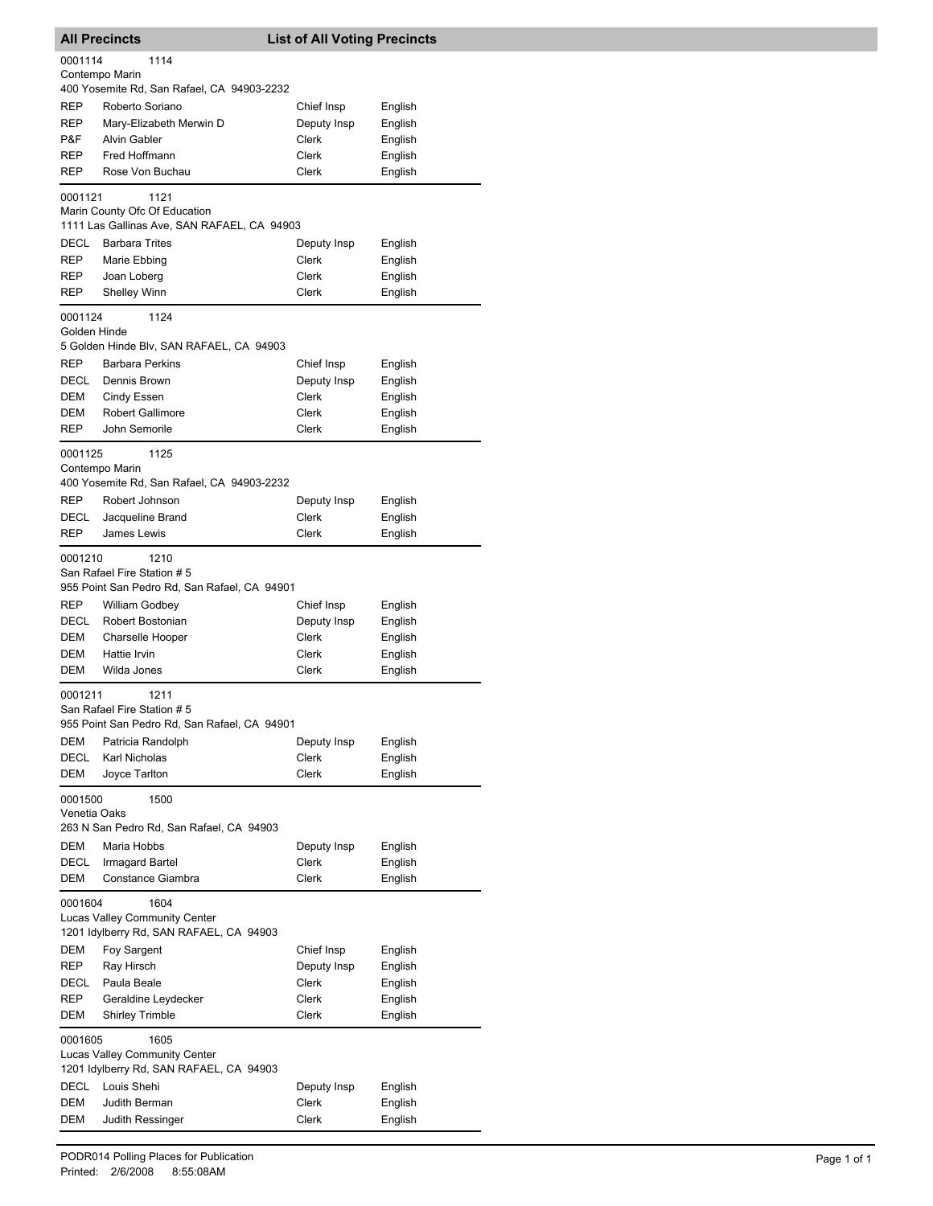## All Precincts — List of All Voting Precincts

**0001114** 1114
Contempo Marin
400 Yosemite Rd, San Rafael, CA 94903-2232

| | | | |
|---|---|---|---|
| REP | Roberto Soriano | Chief Insp | English |
| REP | Mary-Elizabeth Merwin D | Deputy Insp | English |
| P&F | Alvin Gabler | Clerk | English |
| REP | Fred Hoffmann | Clerk | English |
| REP | Rose Von Buchau | Clerk | English |

**0001121** 1121
Marin County Ofc Of Education
1111 Las Gallinas Ave, SAN RAFAEL, CA 94903

| | | | |
|---|---|---|---|
| DECL | Barbara Trites | Deputy Insp | English |
| REP | Marie Ebbing | Clerk | English |
| REP | Joan Loberg | Clerk | English |
| REP | Shelley Winn | Clerk | English |

**0001124** 1124
Golden Hinde
5 Golden Hinde Blv, SAN RAFAEL, CA 94903

| | | | |
|---|---|---|---|
| REP | Barbara Perkins | Chief Insp | English |
| DECL | Dennis Brown | Deputy Insp | English |
| DEM | Cindy Essen | Clerk | English |
| DEM | Robert Gallimore | Clerk | English |
| REP | John Semorile | Clerk | English |

**0001125** 1125
Contempo Marin
400 Yosemite Rd, San Rafael, CA 94903-2232

| | | | |
|---|---|---|---|
| REP | Robert Johnson | Deputy Insp | English |
| DECL | Jacqueline Brand | Clerk | English |
| REP | James Lewis | Clerk | English |

**0001210** 1210
San Rafael Fire Station # 5
955 Point San Pedro Rd, San Rafael, CA 94901

| | | | |
|---|---|---|---|
| REP | William Godbey | Chief Insp | English |
| DECL | Robert Bostonian | Deputy Insp | English |
| DEM | Charselle Hooper | Clerk | English |
| DEM | Hattie Irvin | Clerk | English |
| DEM | Wilda Jones | Clerk | English |

**0001211** 1211
San Rafael Fire Station # 5
955 Point San Pedro Rd, San Rafael, CA 94901

| | | | |
|---|---|---|---|
| DEM | Patricia Randolph | Deputy Insp | English |
| DECL | Karl Nicholas | Clerk | English |
| DEM | Joyce Tarlton | Clerk | English |

**0001500** 1500
Venetia Oaks
263 N San Pedro Rd, San Rafael, CA 94903

| | | | |
|---|---|---|---|
| DEM | Maria Hobbs | Deputy Insp | English |
| DECL | Irmagard Bartel | Clerk | English |
| DEM | Constance Giambra | Clerk | English |

**0001604** 1604
Lucas Valley Community Center
1201 Idylberry Rd, SAN RAFAEL, CA 94903

| | | | |
|---|---|---|---|
| DEM | Foy Sargent | Chief Insp | English |
| REP | Ray Hirsch | Deputy Insp | English |
| DECL | Paula Beale | Clerk | English |
| REP | Geraldine Leydecker | Clerk | English |
| DEM | Shirley Trimble | Clerk | English |

**0001605** 1605
Lucas Valley Community Center
1201 Idylberry Rd, SAN RAFAEL, CA 94903

| | | | |
|---|---|---|---|
| DECL | Louis Shehi | Deputy Insp | English |
| DEM | Judith Berman | Clerk | English |
| DEM | Judith Ressinger | Clerk | English |

PODR014 Polling Places for Publication
Printed: 2/6/2008 8:55:08AM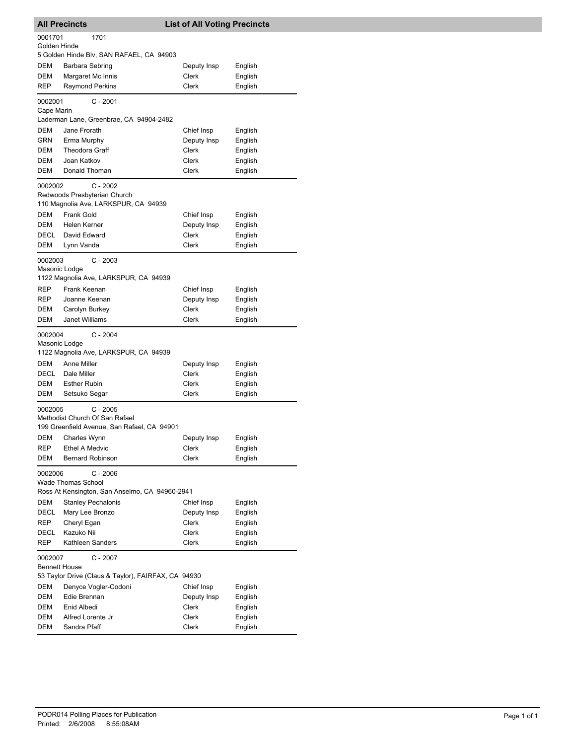## All Precincts — List of All Voting Precincts

**0001701** 1701
Golden Hinde
5 Golden Hinde Blv, SAN RAFAEL, CA 94903

| | | | |
|---|---|---|---|
| DEM | Barbara Sebring | Deputy Insp | English |
| DEM | Margaret Mc Innis | Clerk | English |
| REP | Raymond Perkins | Clerk | English |

**0002001** C - 2001
Cape Marin
Laderman Lane, Greenbrae, CA 94904-2482

| | | | |
|---|---|---|---|
| DEM | Jane Frorath | Chief Insp | English |
| GRN | Erma Murphy | Deputy Insp | English |
| DEM | Theodora Graff | Clerk | English |
| DEM | Joan Katkov | Clerk | English |
| DEM | Donald Thoman | Clerk | English |

**0002002** C - 2002
Redwoods Presbyterian Church
110 Magnolia Ave, LARKSPUR, CA 94939

| | | | |
|---|---|---|---|
| DEM | Frank Gold | Chief Insp | English |
| DEM | Helen Kerner | Deputy Insp | English |
| DECL | David Edward | Clerk | English |
| DEM | Lynn Vanda | Clerk | English |

**0002003** C - 2003
Masonic Lodge
1122 Magnolia Ave, LARKSPUR, CA 94939

| | | | |
|---|---|---|---|
| REP | Frank Keenan | Chief Insp | English |
| REP | Joanne Keenan | Deputy Insp | English |
| DEM | Carolyn Burkey | Clerk | English |
| DEM | Janet Williams | Clerk | English |

**0002004** C - 2004
Masonic Lodge
1122 Magnolia Ave, LARKSPUR, CA 94939

| | | | |
|---|---|---|---|
| DEM | Anne Miller | Deputy Insp | English |
| DECL | Dale Miller | Clerk | English |
| DEM | Esther Rubin | Clerk | English |
| DEM | Setsuko Segar | Clerk | English |

**0002005** C - 2005
Methodist Church Of San Rafael
199 Greenfield Avenue, San Rafael, CA 94901

| | | | |
|---|---|---|---|
| DEM | Charles Wynn | Deputy Insp | English |
| REP | Ethel A Medvic | Clerk | English |
| DEM | Bernard Robinson | Clerk | English |

**0002006** C - 2006
Wade Thomas School
Ross At Kensington, San Anselmo, CA 94960-2941

| | | | |
|---|---|---|---|
| DEM | Stanley Pechalonis | Chief Insp | English |
| DECL | Mary Lee Bronzo | Deputy Insp | English |
| REP | Cheryl Egan | Clerk | English |
| DECL | Kazuko Nii | Clerk | English |
| REP | Kathleen Sanders | Clerk | English |

**0002007** C - 2007
Bennett House
53 Taylor Drive (Claus & Taylor), FAIRFAX, CA 94930

| | | | |
|---|---|---|---|
| DEM | Denyce Vogler-Codoni | Chief Insp | English |
| DEM | Edie Brennan | Deputy Insp | English |
| DEM | Enid Albedi | Clerk | English |
| DEM | Alfred Lorente Jr | Clerk | English |
| DEM | Sandra Pfaff | Clerk | English |

PODR014 Polling Places for Publication
Printed: 2/6/2008 8:55:08AM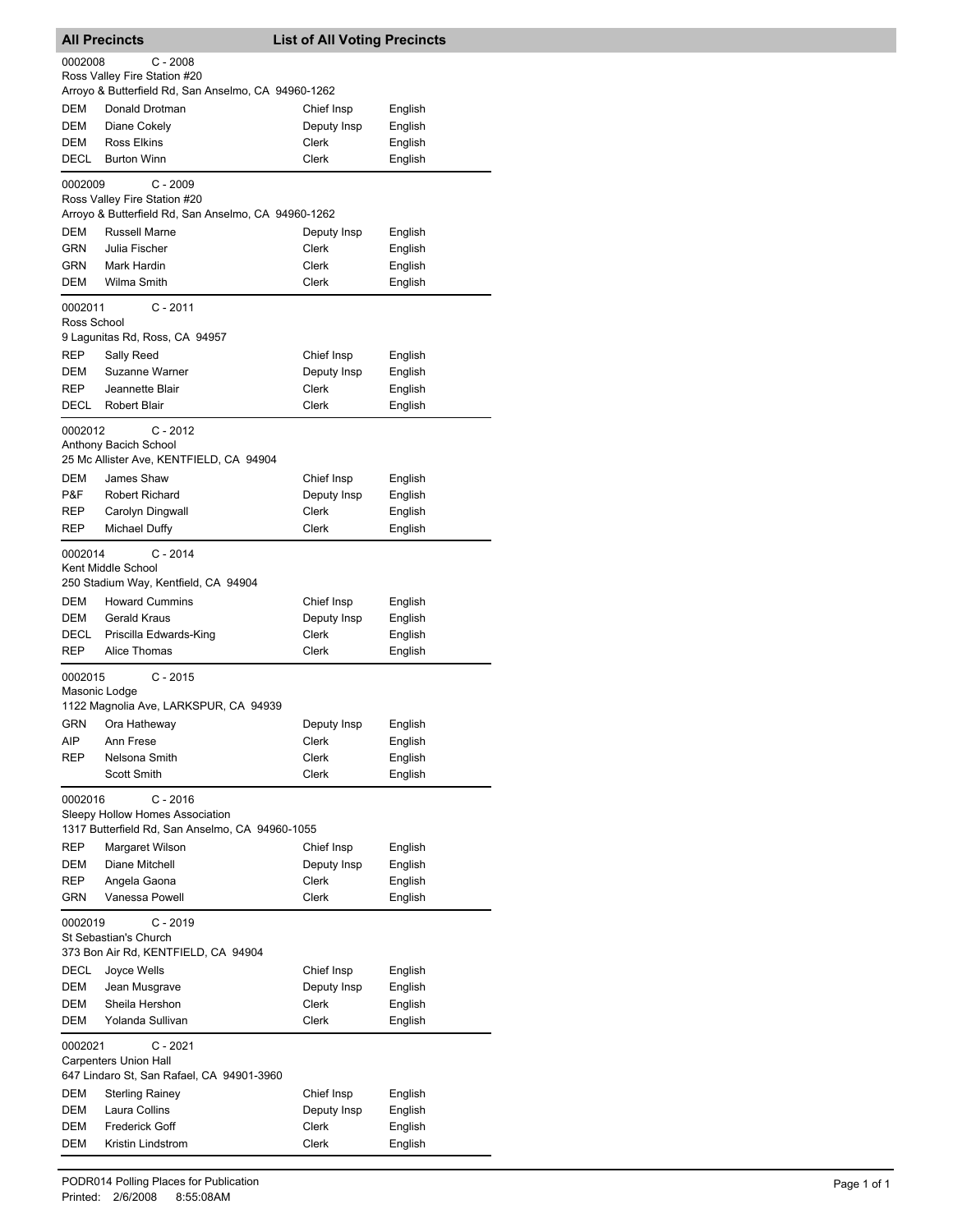## All Precincts — List of All Voting Precincts

**0002008** C - 2008
Ross Valley Fire Station #20
Arroyo & Butterfield Rd, San Anselmo, CA 94960-1262

| | | | |
|---|---|---|---|
| DEM | Donald Drotman | Chief Insp | English |
| DEM | Diane Cokely | Deputy Insp | English |
| DEM | Ross Elkins | Clerk | English |
| DECL | Burton Winn | Clerk | English |

**0002009** C - 2009
Ross Valley Fire Station #20
Arroyo & Butterfield Rd, San Anselmo, CA 94960-1262

| | | | |
|---|---|---|---|
| DEM | Russell Marne | Deputy Insp | English |
| GRN | Julia Fischer | Clerk | English |
| GRN | Mark Hardin | Clerk | English |
| DEM | Wilma Smith | Clerk | English |

**0002011** C - 2011
Ross School
9 Lagunitas Rd, Ross, CA 94957

| | | | |
|---|---|---|---|
| REP | Sally Reed | Chief Insp | English |
| DEM | Suzanne Warner | Deputy Insp | English |
| REP | Jeannette Blair | Clerk | English |
| DECL | Robert Blair | Clerk | English |

**0002012** C - 2012
Anthony Bacich School
25 Mc Allister Ave, KENTFIELD, CA 94904

| | | | |
|---|---|---|---|
| DEM | James Shaw | Chief Insp | English |
| P&F | Robert Richard | Deputy Insp | English |
| REP | Carolyn Dingwall | Clerk | English |
| REP | Michael Duffy | Clerk | English |

**0002014** C - 2014
Kent Middle School
250 Stadium Way, Kentfield, CA 94904

| | | | |
|---|---|---|---|
| DEM | Howard Cummins | Chief Insp | English |
| DEM | Gerald Kraus | Deputy Insp | English |
| DECL | Priscilla Edwards-King | Clerk | English |
| REP | Alice Thomas | Clerk | English |

**0002015** C - 2015
Masonic Lodge
1122 Magnolia Ave, LARKSPUR, CA 94939

| | | | |
|---|---|---|---|
| GRN | Ora Hatheway | Deputy Insp | English |
| AIP | Ann Frese | Clerk | English |
| REP | Nelsona Smith | Clerk | English |
| | Scott Smith | Clerk | English |

**0002016** C - 2016
Sleepy Hollow Homes Association
1317 Butterfield Rd, San Anselmo, CA 94960-1055

| | | | |
|---|---|---|---|
| REP | Margaret Wilson | Chief Insp | English |
| DEM | Diane Mitchell | Deputy Insp | English |
| REP | Angela Gaona | Clerk | English |
| GRN | Vanessa Powell | Clerk | English |

**0002019** C - 2019
St Sebastian's Church
373 Bon Air Rd, KENTFIELD, CA 94904

| | | | |
|---|---|---|---|
| DECL | Joyce Wells | Chief Insp | English |
| DEM | Jean Musgrave | Deputy Insp | English |
| DEM | Sheila Hershon | Clerk | English |
| DEM | Yolanda Sullivan | Clerk | English |

**0002021** C - 2021
Carpenters Union Hall
647 Lindaro St, San Rafael, CA 94901-3960

| | | | |
|---|---|---|---|
| DEM | Sterling Rainey | Chief Insp | English |
| DEM | Laura Collins | Deputy Insp | English |
| DEM | Frederick Goff | Clerk | English |
| DEM | Kristin Lindstrom | Clerk | English |

PODR014 Polling Places for Publication
Printed: 2/6/2008 8:55:08AM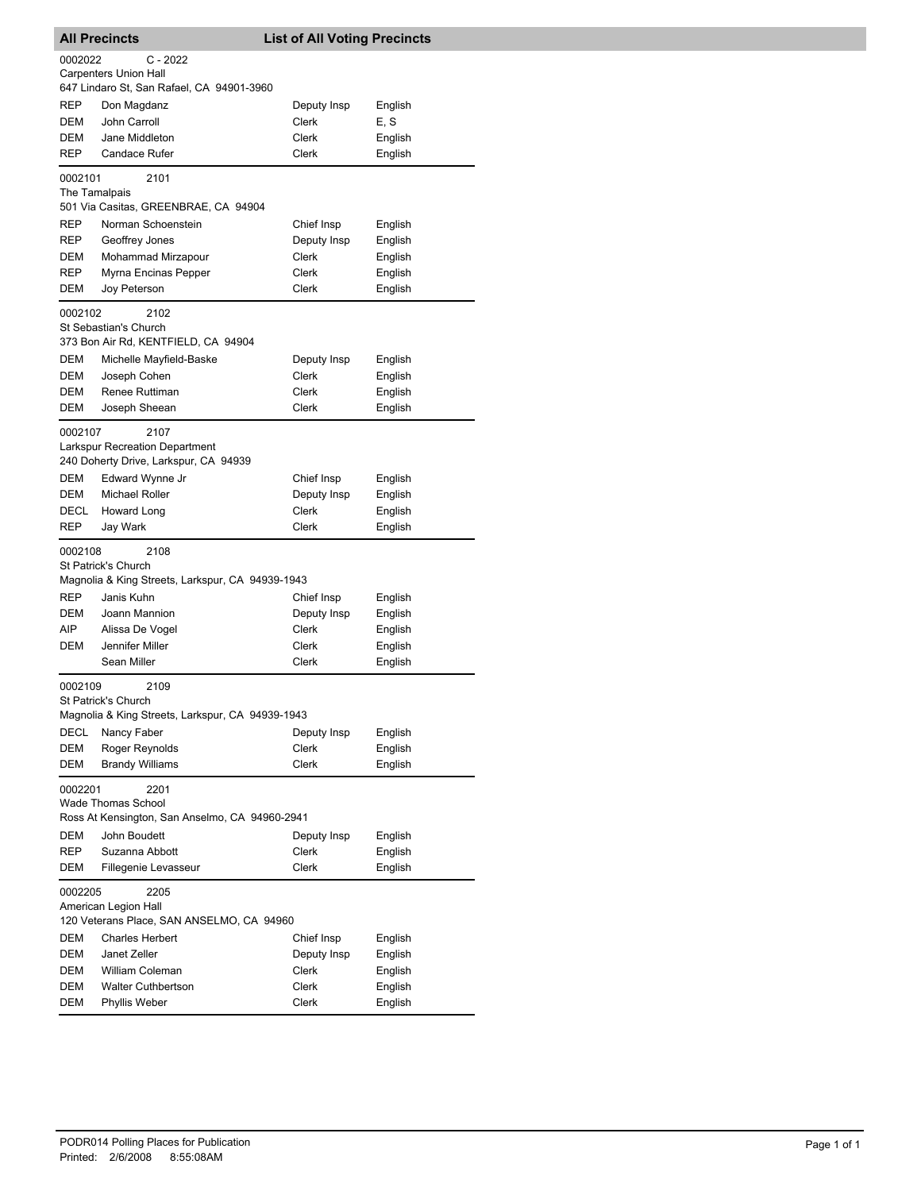## All Precincts — List of All Voting Precincts

**0002022** C - 2022
Carpenters Union Hall
647 Lindaro St, San Rafael, CA 94901-3960

| | | | |
|---|---|---|---|
| REP | Don Magdanz | Deputy Insp | English |
| DEM | John Carroll | Clerk | E, S |
| DEM | Jane Middleton | Clerk | English |
| REP | Candace Rufer | Clerk | English |

**0002101** 2101
The Tamalpais
501 Via Casitas, GREENBRAE, CA 94904

| | | | |
|---|---|---|---|
| REP | Norman Schoenstein | Chief Insp | English |
| REP | Geoffrey Jones | Deputy Insp | English |
| DEM | Mohammad Mirzapour | Clerk | English |
| REP | Myrna Encinas Pepper | Clerk | English |
| DEM | Joy Peterson | Clerk | English |

**0002102** 2102
St Sebastian's Church
373 Bon Air Rd, KENTFIELD, CA 94904

| | | | |
|---|---|---|---|
| DEM | Michelle Mayfield-Baske | Deputy Insp | English |
| DEM | Joseph Cohen | Clerk | English |
| DEM | Renee Ruttiman | Clerk | English |
| DEM | Joseph Sheean | Clerk | English |

**0002107** 2107
Larkspur Recreation Department
240 Doherty Drive, Larkspur, CA 94939

| | | | |
|---|---|---|---|
| DEM | Edward Wynne Jr | Chief Insp | English |
| DEM | Michael Roller | Deputy Insp | English |
| DECL | Howard Long | Clerk | English |
| REP | Jay Wark | Clerk | English |

**0002108** 2108
St Patrick's Church
Magnolia & King Streets, Larkspur, CA 94939-1943

| | | | |
|---|---|---|---|
| REP | Janis Kuhn | Chief Insp | English |
| DEM | Joann Mannion | Deputy Insp | English |
| AIP | Alissa De Vogel | Clerk | English |
| DEM | Jennifer Miller | Clerk | English |
| | Sean Miller | Clerk | English |

**0002109** 2109
St Patrick's Church
Magnolia & King Streets, Larkspur, CA 94939-1943

| | | | |
|---|---|---|---|
| DECL | Nancy Faber | Deputy Insp | English |
| DEM | Roger Reynolds | Clerk | English |
| DEM | Brandy Williams | Clerk | English |

**0002201** 2201
Wade Thomas School
Ross At Kensington, San Anselmo, CA 94960-2941

| | | | |
|---|---|---|---|
| DEM | John Boudett | Deputy Insp | English |
| REP | Suzanna Abbott | Clerk | English |
| DEM | Fillegenie Levasseur | Clerk | English |

**0002205** 2205
American Legion Hall
120 Veterans Place, SAN ANSELMO, CA 94960

| | | | |
|---|---|---|---|
| DEM | Charles Herbert | Chief Insp | English |
| DEM | Janet Zeller | Deputy Insp | English |
| DEM | William Coleman | Clerk | English |
| DEM | Walter Cuthbertson | Clerk | English |
| DEM | Phyllis Weber | Clerk | English |

PODR014 Polling Places for Publication
Printed: 2/6/2008 8:55:08AM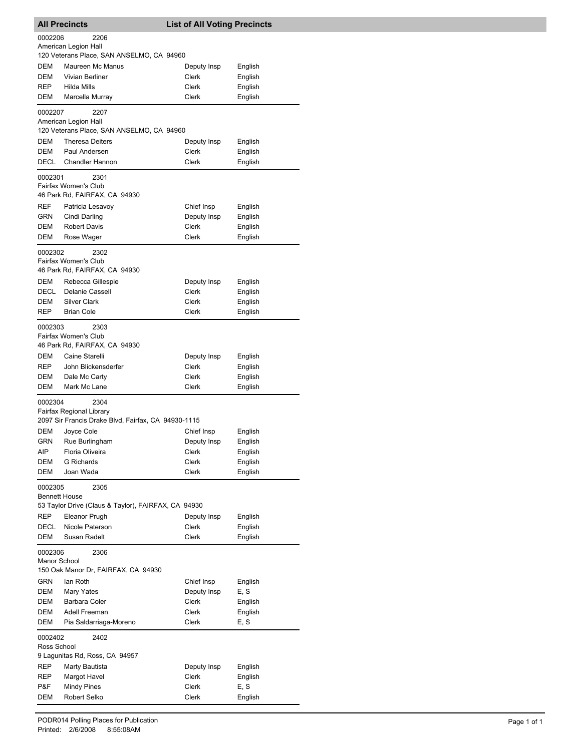## All Precincts — List of All Voting Precincts

**0002206** 2206
American Legion Hall
120 Veterans Place, SAN ANSELMO, CA 94960

| | | | |
|---|---|---|---|
| DEM | Maureen Mc Manus | Deputy Insp | English |
| DEM | Vivian Berliner | Clerk | English |
| REP | Hilda Mills | Clerk | English |
| DEM | Marcella Murray | Clerk | English |

**0002207** 2207
American Legion Hall
120 Veterans Place, SAN ANSELMO, CA 94960

| | | | |
|---|---|---|---|
| DEM | Theresa Deiters | Deputy Insp | English |
| DEM | Paul Andersen | Clerk | English |
| DECL | Chandler Hannon | Clerk | English |

**0002301** 2301
Fairfax Women's Club
46 Park Rd, FAIRFAX, CA 94930

| | | | |
|---|---|---|---|
| REF | Patricia Lesavoy | Chief Insp | English |
| GRN | Cindi Darling | Deputy Insp | English |
| DEM | Robert Davis | Clerk | English |
| DEM | Rose Wager | Clerk | English |

**0002302** 2302
Fairfax Women's Club
46 Park Rd, FAIRFAX, CA 94930

| | | | |
|---|---|---|---|
| DEM | Rebecca Gillespie | Deputy Insp | English |
| DECL | Delanie Cassell | Clerk | English |
| DEM | Silver Clark | Clerk | English |
| REP | Brian Cole | Clerk | English |

**0002303** 2303
Fairfax Women's Club
46 Park Rd, FAIRFAX, CA 94930

| | | | |
|---|---|---|---|
| DEM | Caine Starelli | Deputy Insp | English |
| REP | John Blickensderfer | Clerk | English |
| DEM | Dale Mc Carty | Clerk | English |
| DEM | Mark Mc Lane | Clerk | English |

**0002304** 2304
Fairfax Regional Library
2097 Sir Francis Drake Blvd, Fairfax, CA 94930-1115

| | | | |
|---|---|---|---|
| DEM | Joyce Cole | Chief Insp | English |
| GRN | Rue Burlingham | Deputy Insp | English |
| AIP | Floria Oliveira | Clerk | English |
| DEM | G Richards | Clerk | English |
| DEM | Joan Wada | Clerk | English |

**0002305** 2305
Bennett House
53 Taylor Drive (Claus & Taylor), FAIRFAX, CA 94930

| | | | |
|---|---|---|---|
| REP | Eleanor Prugh | Deputy Insp | English |
| DECL | Nicole Paterson | Clerk | English |
| DEM | Susan Radelt | Clerk | English |

**0002306** 2306
Manor School
150 Oak Manor Dr, FAIRFAX, CA 94930

| | | | |
|---|---|---|---|
| GRN | Ian Roth | Chief Insp | English |
| DEM | Mary Yates | Deputy Insp | E, S |
| DEM | Barbara Coler | Clerk | English |
| DEM | Adell Freeman | Clerk | English |
| DEM | Pia Saldarriaga-Moreno | Clerk | E, S |

**0002402** 2402
Ross School
9 Lagunitas Rd, Ross, CA 94957

| | | | |
|---|---|---|---|
| REP | Marty Bautista | Deputy Insp | English |
| REP | Margot Havel | Clerk | English |
| P&F | Mindy Pines | Clerk | E, S |
| DEM | Robert Selko | Clerk | English |

PODR014 Polling Places for Publication
Printed: 2/6/2008 8:55:08AM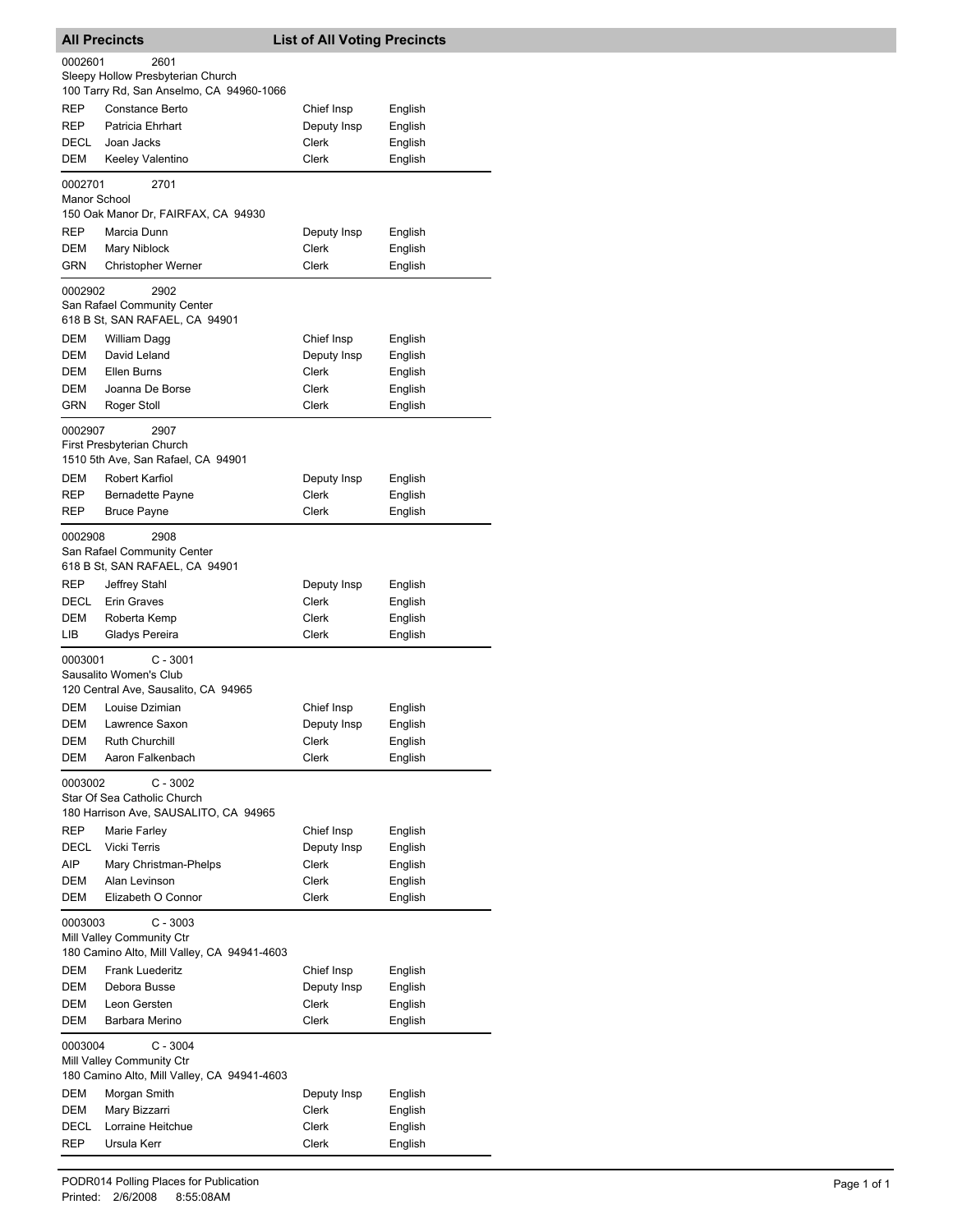## All Precincts — List of All Voting Precincts

**0002601** 2601
Sleepy Hollow Presbyterian Church
100 Tarry Rd, San Anselmo, CA 94960-1066

| Party | Name | Position | Language |
|---|---|---|---|
| REP | Constance Berto | Chief Insp | English |
| REP | Patricia Ehrhart | Deputy Insp | English |
| DECL | Joan Jacks | Clerk | English |
| DEM | Keeley Valentino | Clerk | English |

**0002701** 2701
Manor School
150 Oak Manor Dr, FAIRFAX, CA 94930

| Party | Name | Position | Language |
|---|---|---|---|
| REP | Marcia Dunn | Deputy Insp | English |
| DEM | Mary Niblock | Clerk | English |
| GRN | Christopher Werner | Clerk | English |

**0002902** 2902
San Rafael Community Center
618 B St, SAN RAFAEL, CA 94901

| Party | Name | Position | Language |
|---|---|---|---|
| DEM | William Dagg | Chief Insp | English |
| DEM | David Leland | Deputy Insp | English |
| DEM | Ellen Burns | Clerk | English |
| DEM | Joanna De Borse | Clerk | English |
| GRN | Roger Stoll | Clerk | English |

**0002907** 2907
First Presbyterian Church
1510 5th Ave, San Rafael, CA 94901

| Party | Name | Position | Language |
|---|---|---|---|
| DEM | Robert Karfiol | Deputy Insp | English |
| REP | Bernadette Payne | Clerk | English |
| REP | Bruce Payne | Clerk | English |

**0002908** 2908
San Rafael Community Center
618 B St, SAN RAFAEL, CA 94901

| Party | Name | Position | Language |
|---|---|---|---|
| REP | Jeffrey Stahl | Deputy Insp | English |
| DECL | Erin Graves | Clerk | English |
| DEM | Roberta Kemp | Clerk | English |
| LIB | Gladys Pereira | Clerk | English |

**0003001** C - 3001
Sausalito Women's Club
120 Central Ave, Sausalito, CA 94965

| Party | Name | Position | Language |
|---|---|---|---|
| DEM | Louise Dzimian | Chief Insp | English |
| DEM | Lawrence Saxon | Deputy Insp | English |
| DEM | Ruth Churchill | Clerk | English |
| DEM | Aaron Falkenbach | Clerk | English |

**0003002** C - 3002
Star Of Sea Catholic Church
180 Harrison Ave, SAUSALITO, CA 94965

| Party | Name | Position | Language |
|---|---|---|---|
| REP | Marie Farley | Chief Insp | English |
| DECL | Vicki Terris | Deputy Insp | English |
| AIP | Mary Christman-Phelps | Clerk | English |
| DEM | Alan Levinson | Clerk | English |
| DEM | Elizabeth O Connor | Clerk | English |

**0003003** C - 3003
Mill Valley Community Ctr
180 Camino Alto, Mill Valley, CA 94941-4603

| Party | Name | Position | Language |
|---|---|---|---|
| DEM | Frank Luederitz | Chief Insp | English |
| DEM | Debora Busse | Deputy Insp | English |
| DEM | Leon Gersten | Clerk | English |
| DEM | Barbara Merino | Clerk | English |

**0003004** C - 3004
Mill Valley Community Ctr
180 Camino Alto, Mill Valley, CA 94941-4603

| Party | Name | Position | Language |
|---|---|---|---|
| DEM | Morgan Smith | Deputy Insp | English |
| DEM | Mary Bizzarri | Clerk | English |
| DECL | Lorraine Heitchue | Clerk | English |
| REP | Ursula Kerr | Clerk | English |

PODR014 Polling Places for Publication
Printed: 2/6/2008 8:55:08AM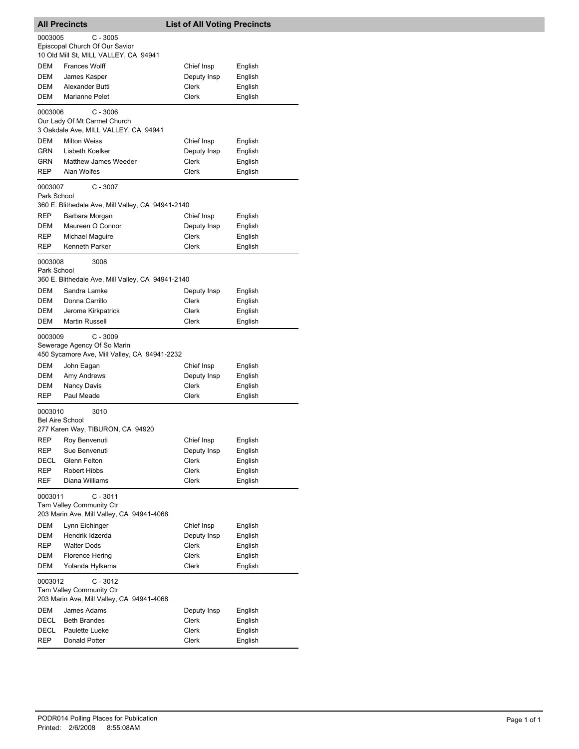## All Precincts — List of All Voting Precincts

**0003005** C - 3005
Episcopal Church Of Our Savior
10 Old Mill St, MILL VALLEY, CA 94941

| Party | Name | Position | Language |
|---|---|---|---|
| DEM | Frances Wolff | Chief Insp | English |
| DEM | James Kasper | Deputy Insp | English |
| DEM | Alexander Butti | Clerk | English |
| DEM | Marianne Pelet | Clerk | English |

**0003006** C - 3006
Our Lady Of Mt Carmel Church
3 Oakdale Ave, MILL VALLEY, CA 94941

| Party | Name | Position | Language |
|---|---|---|---|
| DEM | Milton Weiss | Chief Insp | English |
| GRN | Lisbeth Koelker | Deputy Insp | English |
| GRN | Matthew James Weeder | Clerk | English |
| REP | Alan Wolfes | Clerk | English |

**0003007** C - 3007
Park School
360 E. Blithedale Ave, Mill Valley, CA 94941-2140

| Party | Name | Position | Language |
|---|---|---|---|
| REP | Barbara Morgan | Chief Insp | English |
| DEM | Maureen O Connor | Deputy Insp | English |
| REP | Michael Maguire | Clerk | English |
| REP | Kenneth Parker | Clerk | English |

**0003008** 3008
Park School
360 E. Blithedale Ave, Mill Valley, CA 94941-2140

| Party | Name | Position | Language |
|---|---|---|---|
| DEM | Sandra Lamke | Deputy Insp | English |
| DEM | Donna Carrillo | Clerk | English |
| DEM | Jerome Kirkpatrick | Clerk | English |
| DEM | Martin Russell | Clerk | English |

**0003009** C - 3009
Sewerage Agency Of So Marin
450 Sycamore Ave, Mill Valley, CA 94941-2232

| Party | Name | Position | Language |
|---|---|---|---|
| DEM | John Eagan | Chief Insp | English |
| DEM | Amy Andrews | Deputy Insp | English |
| DEM | Nancy Davis | Clerk | English |
| REP | Paul Meade | Clerk | English |

**0003010** 3010
Bel Aire School
277 Karen Way, TIBURON, CA 94920

| Party | Name | Position | Language |
|---|---|---|---|
| REP | Roy Benvenuti | Chief Insp | English |
| REP | Sue Benvenuti | Deputy Insp | English |
| DECL | Glenn Felton | Clerk | English |
| REP | Robert Hibbs | Clerk | English |
| REF | Diana Williams | Clerk | English |

**0003011** C - 3011
Tam Valley Community Ctr
203 Marin Ave, Mill Valley, CA 94941-4068

| Party | Name | Position | Language |
|---|---|---|---|
| DEM | Lynn Eichinger | Chief Insp | English |
| DEM | Hendrik Idzerda | Deputy Insp | English |
| REP | Walter Dods | Clerk | English |
| DEM | Florence Hering | Clerk | English |
| DEM | Yolanda Hylkema | Clerk | English |

**0003012** C - 3012
Tam Valley Community Ctr
203 Marin Ave, Mill Valley, CA 94941-4068

| Party | Name | Position | Language |
|---|---|---|---|
| DEM | James Adams | Deputy Insp | English |
| DECL | Beth Brandes | Clerk | English |
| DECL | Paulette Lueke | Clerk | English |
| REP | Donald Potter | Clerk | English |

PODR014 Polling Places for Publication
Printed: 2/6/2008 8:55:08AM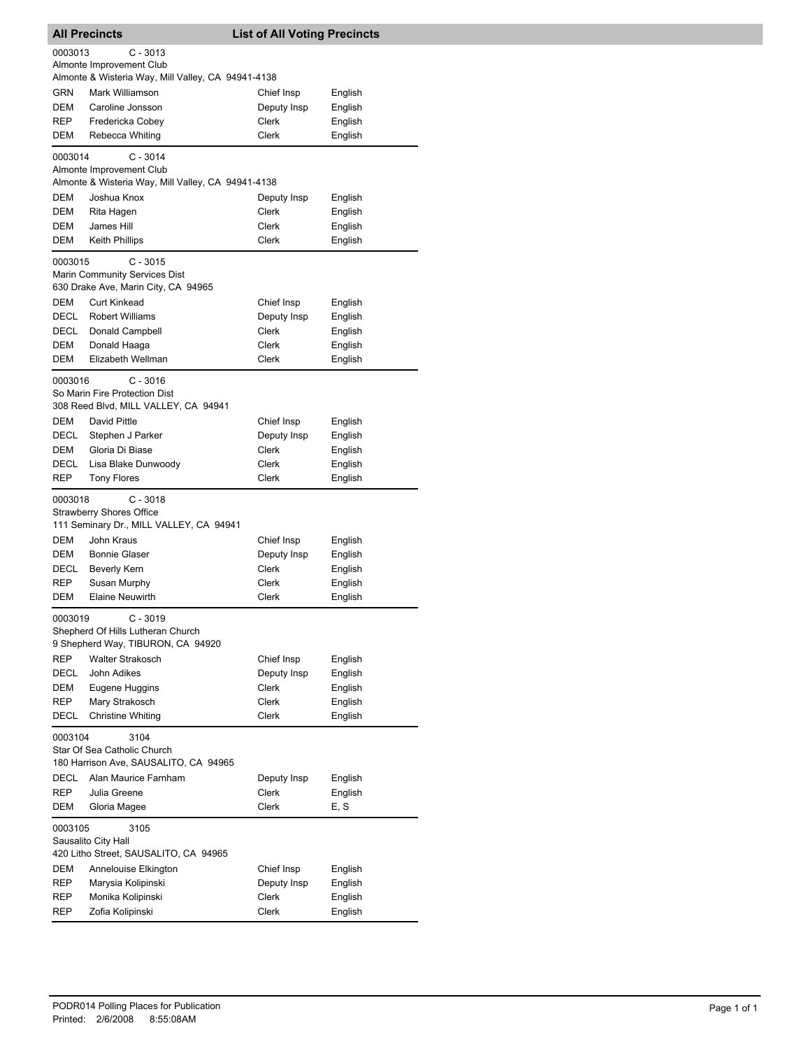## All Precincts — List of All Voting Precincts

**0003013** C - 3013
Almonte Improvement Club
Almonte & Wisteria Way, Mill Valley, CA 94941-4138

| Party | Name | Position | Language |
|---|---|---|---|
| GRN | Mark Williamson | Chief Insp | English |
| DEM | Caroline Jonsson | Deputy Insp | English |
| REP | Fredericka Cobey | Clerk | English |
| DEM | Rebecca Whiting | Clerk | English |

**0003014** C - 3014
Almonte Improvement Club
Almonte & Wisteria Way, Mill Valley, CA 94941-4138

| Party | Name | Position | Language |
|---|---|---|---|
| DEM | Joshua Knox | Deputy Insp | English |
| DEM | Rita Hagen | Clerk | English |
| DEM | James Hill | Clerk | English |
| DEM | Keith Phillips | Clerk | English |

**0003015** C - 3015
Marin Community Services Dist
630 Drake Ave, Marin City, CA 94965

| Party | Name | Position | Language |
|---|---|---|---|
| DEM | Curt Kinkead | Chief Insp | English |
| DECL | Robert Williams | Deputy Insp | English |
| DECL | Donald Campbell | Clerk | English |
| DEM | Donald Haaga | Clerk | English |
| DEM | Elizabeth Wellman | Clerk | English |

**0003016** C - 3016
So Marin Fire Protection Dist
308 Reed Blvd, MILL VALLEY, CA 94941

| Party | Name | Position | Language |
|---|---|---|---|
| DEM | David Pittle | Chief Insp | English |
| DECL | Stephen J Parker | Deputy Insp | English |
| DEM | Gloria Di Biase | Clerk | English |
| DECL | Lisa Blake Dunwoody | Clerk | English |
| REP | Tony Flores | Clerk | English |

**0003018** C - 3018
Strawberry Shores Office
111 Seminary Dr., MILL VALLEY, CA 94941

| Party | Name | Position | Language |
|---|---|---|---|
| DEM | John Kraus | Chief Insp | English |
| DEM | Bonnie Glaser | Deputy Insp | English |
| DECL | Beverly Kern | Clerk | English |
| REP | Susan Murphy | Clerk | English |
| DEM | Elaine Neuwirth | Clerk | English |

**0003019** C - 3019
Shepherd Of Hills Lutheran Church
9 Shepherd Way, TIBURON, CA 94920

| Party | Name | Position | Language |
|---|---|---|---|
| REP | Walter Strakosch | Chief Insp | English |
| DECL | John Adikes | Deputy Insp | English |
| DEM | Eugene Huggins | Clerk | English |
| REP | Mary Strakosch | Clerk | English |
| DECL | Christine Whiting | Clerk | English |

**0003104** 3104
Star Of Sea Catholic Church
180 Harrison Ave, SAUSALITO, CA 94965

| Party | Name | Position | Language |
|---|---|---|---|
| DECL | Alan Maurice Farnham | Deputy Insp | English |
| REP | Julia Greene | Clerk | English |
| DEM | Gloria Magee | Clerk | E, S |

**0003105** 3105
Sausalito City Hall
420 Litho Street, SAUSALITO, CA 94965

| Party | Name | Position | Language |
|---|---|---|---|
| DEM | Annelouise Elkington | Chief Insp | English |
| REP | Marysia Kolipinski | Deputy Insp | English |
| REP | Monika Kolipinski | Clerk | English |
| REP | Zofia Kolipinski | Clerk | English |

PODR014 Polling Places for Publication
Printed: 2/6/2008 8:55:08AM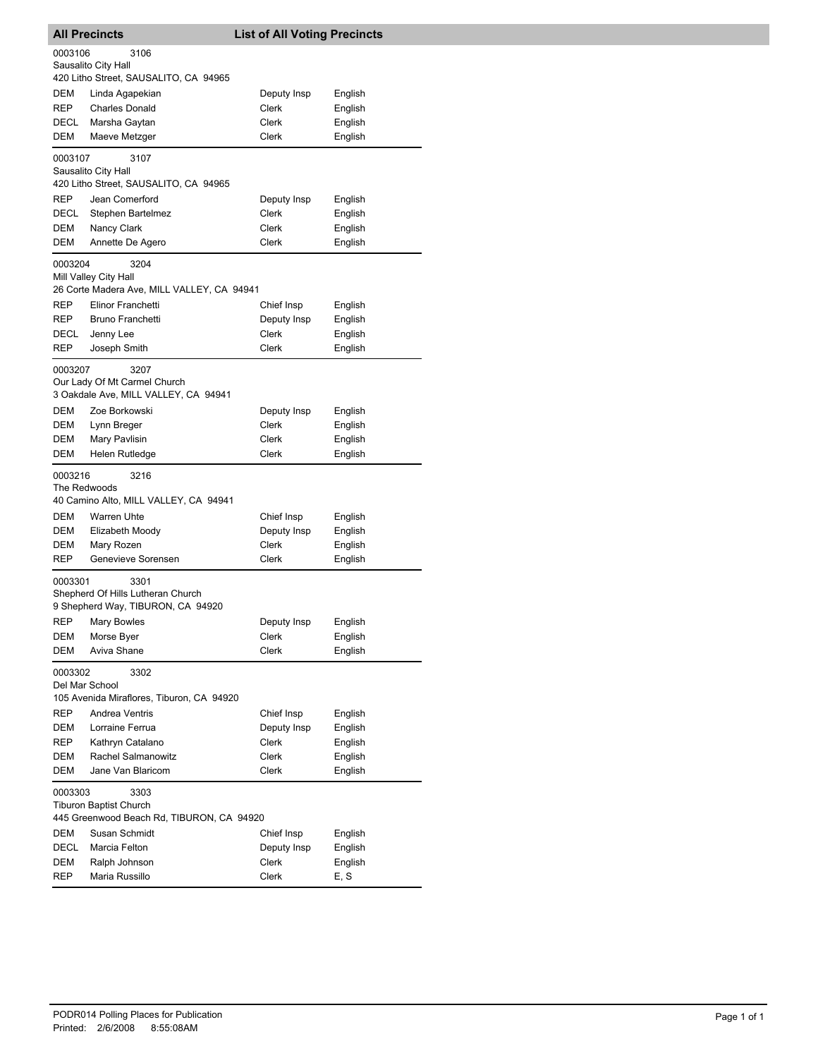## All Precincts — List of All Voting Precincts

**0003106** 3106
Sausalito City Hall
420 Litho Street, SAUSALITO, CA 94965

| Party | Name | Position | Language |
|---|---|---|---|
| DEM | Linda Agapekian | Deputy Insp | English |
| REP | Charles Donald | Clerk | English |
| DECL | Marsha Gaytan | Clerk | English |
| DEM | Maeve Metzger | Clerk | English |

**0003107** 3107
Sausalito City Hall
420 Litho Street, SAUSALITO, CA 94965

| Party | Name | Position | Language |
|---|---|---|---|
| REP | Jean Comerford | Deputy Insp | English |
| DECL | Stephen Bartelmez | Clerk | English |
| DEM | Nancy Clark | Clerk | English |
| DEM | Annette De Agero | Clerk | English |

**0003204** 3204
Mill Valley City Hall
26 Corte Madera Ave, MILL VALLEY, CA 94941

| Party | Name | Position | Language |
|---|---|---|---|
| REP | Elinor Franchetti | Chief Insp | English |
| REP | Bruno Franchetti | Deputy Insp | English |
| DECL | Jenny Lee | Clerk | English |
| REP | Joseph Smith | Clerk | English |

**0003207** 3207
Our Lady Of Mt Carmel Church
3 Oakdale Ave, MILL VALLEY, CA 94941

| Party | Name | Position | Language |
|---|---|---|---|
| DEM | Zoe Borkowski | Deputy Insp | English |
| DEM | Lynn Breger | Clerk | English |
| DEM | Mary Pavlisin | Clerk | English |
| DEM | Helen Rutledge | Clerk | English |

**0003216** 3216
The Redwoods
40 Camino Alto, MILL VALLEY, CA 94941

| Party | Name | Position | Language |
|---|---|---|---|
| DEM | Warren Uhte | Chief Insp | English |
| DEM | Elizabeth Moody | Deputy Insp | English |
| DEM | Mary Rozen | Clerk | English |
| REP | Genevieve Sorensen | Clerk | English |

**0003301** 3301
Shepherd Of Hills Lutheran Church
9 Shepherd Way, TIBURON, CA 94920

| Party | Name | Position | Language |
|---|---|---|---|
| REP | Mary Bowles | Deputy Insp | English |
| DEM | Morse Byer | Clerk | English |
| DEM | Aviva Shane | Clerk | English |

**0003302** 3302
Del Mar School
105 Avenida Miraflores, Tiburon, CA 94920

| Party | Name | Position | Language |
|---|---|---|---|
| REP | Andrea Ventris | Chief Insp | English |
| DEM | Lorraine Ferrua | Deputy Insp | English |
| REP | Kathryn Catalano | Clerk | English |
| DEM | Rachel Salmanowitz | Clerk | English |
| DEM | Jane Van Blaricom | Clerk | English |

**0003303** 3303
Tiburon Baptist Church
445 Greenwood Beach Rd, TIBURON, CA 94920

| Party | Name | Position | Language |
|---|---|---|---|
| DEM | Susan Schmidt | Chief Insp | English |
| DECL | Marcia Felton | Deputy Insp | English |
| DEM | Ralph Johnson | Clerk | English |
| REP | Maria Russillo | Clerk | E, S |

PODR014 Polling Places for Publication
Printed: 2/6/2008 8:55:08AM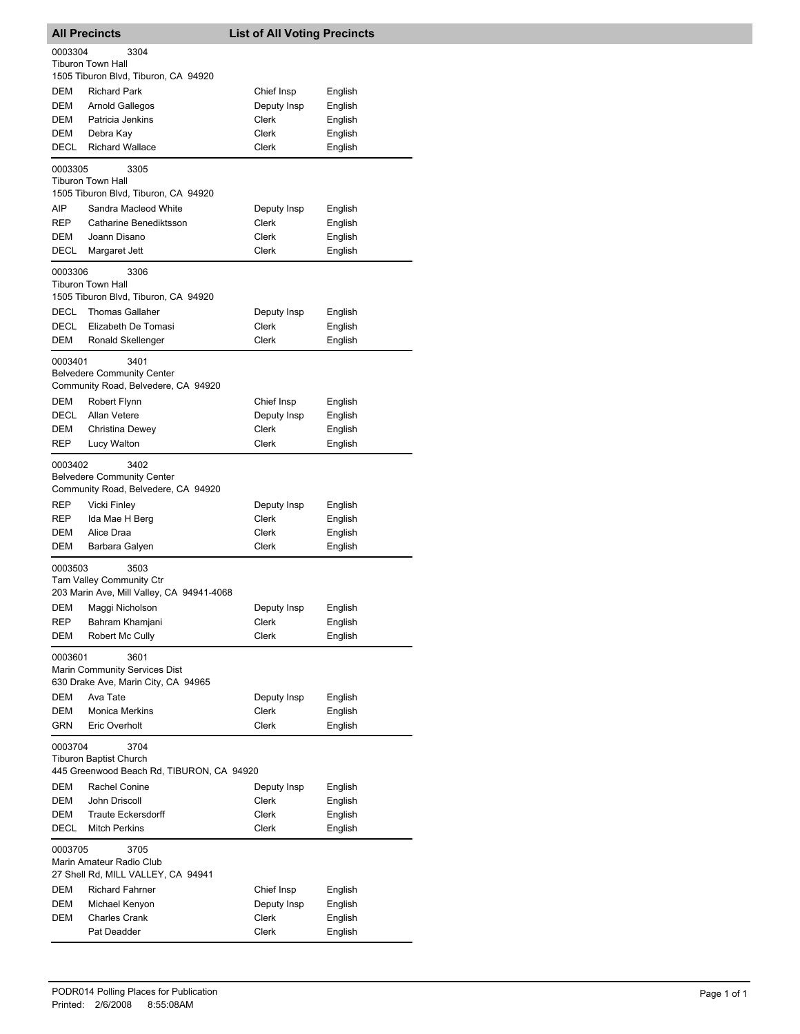## All Precincts — List of All Voting Precincts

**0003304 — 3304**
Tiburon Town Hall
1505 Tiburon Blvd, Tiburon, CA 94920

| Party | Name | Position | Language |
|---|---|---|---|
| DEM | Richard Park | Chief Insp | English |
| DEM | Arnold Gallegos | Deputy Insp | English |
| DEM | Patricia Jenkins | Clerk | English |
| DEM | Debra Kay | Clerk | English |
| DECL | Richard Wallace | Clerk | English |

**0003305 — 3305**
Tiburon Town Hall
1505 Tiburon Blvd, Tiburon, CA 94920

| Party | Name | Position | Language |
|---|---|---|---|
| AIP | Sandra Macleod White | Deputy Insp | English |
| REP | Catharine Benediktsson | Clerk | English |
| DEM | Joann Disano | Clerk | English |
| DECL | Margaret Jett | Clerk | English |

**0003306 — 3306**
Tiburon Town Hall
1505 Tiburon Blvd, Tiburon, CA 94920

| Party | Name | Position | Language |
|---|---|---|---|
| DECL | Thomas Gallaher | Deputy Insp | English |
| DECL | Elizabeth De Tomasi | Clerk | English |
| DEM | Ronald Skellenger | Clerk | English |

**0003401 — 3401**
Belvedere Community Center
Community Road, Belvedere, CA 94920

| Party | Name | Position | Language |
|---|---|---|---|
| DEM | Robert Flynn | Chief Insp | English |
| DECL | Allan Vetere | Deputy Insp | English |
| DEM | Christina Dewey | Clerk | English |
| REP | Lucy Walton | Clerk | English |

**0003402 — 3402**
Belvedere Community Center
Community Road, Belvedere, CA 94920

| Party | Name | Position | Language |
|---|---|---|---|
| REP | Vicki Finley | Deputy Insp | English |
| REP | Ida Mae H Berg | Clerk | English |
| DEM | Alice Draa | Clerk | English |
| DEM | Barbara Galyen | Clerk | English |

**0003503 — 3503**
Tam Valley Community Ctr
203 Marin Ave, Mill Valley, CA 94941-4068

| Party | Name | Position | Language |
|---|---|---|---|
| DEM | Maggi Nicholson | Deputy Insp | English |
| REP | Bahram Khamjani | Clerk | English |
| DEM | Robert Mc Cully | Clerk | English |

**0003601 — 3601**
Marin Community Services Dist
630 Drake Ave, Marin City, CA 94965

| Party | Name | Position | Language |
|---|---|---|---|
| DEM | Ava Tate | Deputy Insp | English |
| DEM | Monica Merkins | Clerk | English |
| GRN | Eric Overholt | Clerk | English |

**0003704 — 3704**
Tiburon Baptist Church
445 Greenwood Beach Rd, TIBURON, CA 94920

| Party | Name | Position | Language |
|---|---|---|---|
| DEM | Rachel Conine | Deputy Insp | English |
| DEM | John Driscoll | Clerk | English |
| DEM | Traute Eckersdorff | Clerk | English |
| DECL | Mitch Perkins | Clerk | English |

**0003705 — 3705**
Marin Amateur Radio Club
27 Shell Rd, MILL VALLEY, CA 94941

| Party | Name | Position | Language |
|---|---|---|---|
| DEM | Richard Fahrner | Chief Insp | English |
| DEM | Michael Kenyon | Deputy Insp | English |
| DEM | Charles Crank | Clerk | English |
| | Pat Deadder | Clerk | English |

PODR014 Polling Places for Publication
Printed: 2/6/2008 8:55:08AM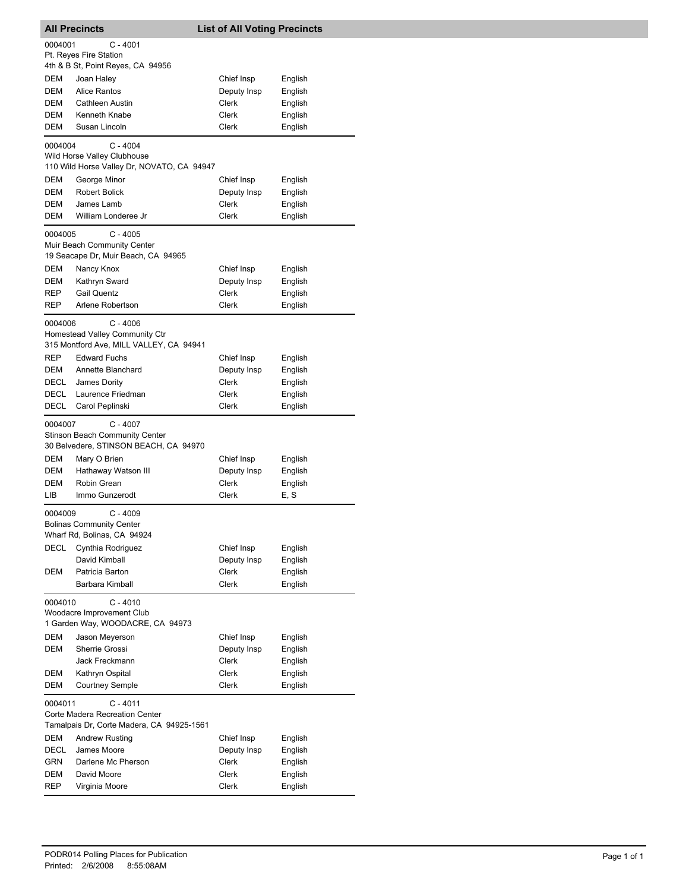## All Precincts — List of All Voting Precincts

**0004001** C - 4001
Pt. Reyes Fire Station
4th & B St, Point Reyes, CA 94956

| Party | Name | Position | Language |
|---|---|---|---|
| DEM | Joan Haley | Chief Insp | English |
| DEM | Alice Rantos | Deputy Insp | English |
| DEM | Cathleen Austin | Clerk | English |
| DEM | Kenneth Knabe | Clerk | English |
| DEM | Susan Lincoln | Clerk | English |

**0004004** C - 4004
Wild Horse Valley Clubhouse
110 Wild Horse Valley Dr, NOVATO, CA 94947

| Party | Name | Position | Language |
|---|---|---|---|
| DEM | George Minor | Chief Insp | English |
| DEM | Robert Bolick | Deputy Insp | English |
| DEM | James Lamb | Clerk | English |
| DEM | William Londeree Jr | Clerk | English |

**0004005** C - 4005
Muir Beach Community Center
19 Seacape Dr, Muir Beach, CA 94965

| Party | Name | Position | Language |
|---|---|---|---|
| DEM | Nancy Knox | Chief Insp | English |
| DEM | Kathryn Sward | Deputy Insp | English |
| REP | Gail Quentz | Clerk | English |
| REP | Arlene Robertson | Clerk | English |

**0004006** C - 4006
Homestead Valley Community Ctr
315 Montford Ave, MILL VALLEY, CA 94941

| Party | Name | Position | Language |
|---|---|---|---|
| REP | Edward Fuchs | Chief Insp | English |
| DEM | Annette Blanchard | Deputy Insp | English |
| DECL | James Dority | Clerk | English |
| DECL | Laurence Friedman | Clerk | English |
| DECL | Carol Peplinski | Clerk | English |

**0004007** C - 4007
Stinson Beach Community Center
30 Belvedere, STINSON BEACH, CA 94970

| Party | Name | Position | Language |
|---|---|---|---|
| DEM | Mary O Brien | Chief Insp | English |
| DEM | Hathaway Watson III | Deputy Insp | English |
| DEM | Robin Grean | Clerk | English |
| LIB | Immo Gunzerodt | Clerk | E, S |

**0004009** C - 4009
Bolinas Community Center
Wharf Rd, Bolinas, CA 94924

| Party | Name | Position | Language |
|---|---|---|---|
| DECL | Cynthia Rodriguez | Chief Insp | English |
| | David Kimball | Deputy Insp | English |
| DEM | Patricia Barton | Clerk | English |
| | Barbara Kimball | Clerk | English |

**0004010** C - 4010
Woodacre Improvement Club
1 Garden Way, WOODACRE, CA 94973

| Party | Name | Position | Language |
|---|---|---|---|
| DEM | Jason Meyerson | Chief Insp | English |
| DEM | Sherrie Grossi | Deputy Insp | English |
| | Jack Freckmann | Clerk | English |
| DEM | Kathryn Ospital | Clerk | English |
| DEM | Courtney Semple | Clerk | English |

**0004011** C - 4011
Corte Madera Recreation Center
Tamalpais Dr, Corte Madera, CA 94925-1561

| Party | Name | Position | Language |
|---|---|---|---|
| DEM | Andrew Rusting | Chief Insp | English |
| DECL | James Moore | Deputy Insp | English |
| GRN | Darlene Mc Pherson | Clerk | English |
| DEM | David Moore | Clerk | English |
| REP | Virginia Moore | Clerk | English |

PODR014 Polling Places for Publication
Printed: 2/6/2008 8:55:08AM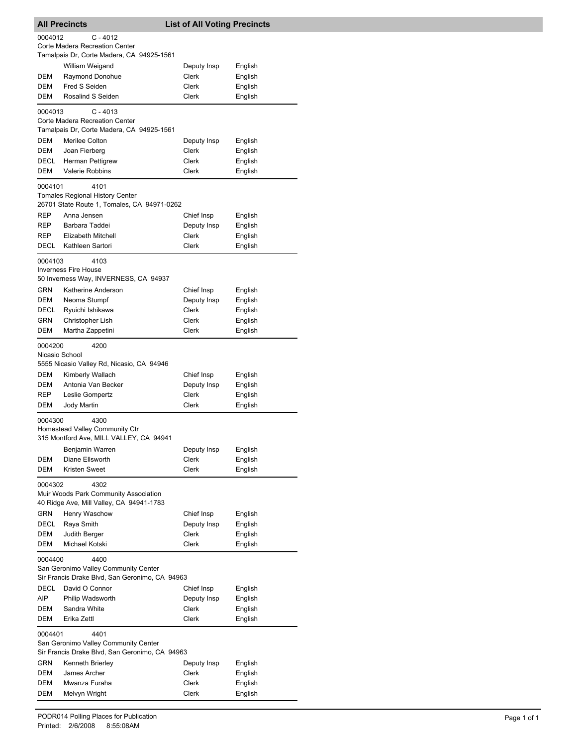## All Precincts — List of All Voting Precincts

**0004012** C - 4012
Corte Madera Recreation Center
Tamalpais Dr, Corte Madera, CA 94925-1561

| Party | Name | Position | Language |
|---|---|---|---|
| | William Weigand | Deputy Insp | English |
| DEM | Raymond Donohue | Clerk | English |
| DEM | Fred S Seiden | Clerk | English |
| DEM | Rosalind S Seiden | Clerk | English |

**0004013** C - 4013
Corte Madera Recreation Center
Tamalpais Dr, Corte Madera, CA 94925-1561

| Party | Name | Position | Language |
|---|---|---|---|
| DEM | Merilee Colton | Deputy Insp | English |
| DEM | Joan Fierberg | Clerk | English |
| DECL | Herman Pettigrew | Clerk | English |
| DEM | Valerie Robbins | Clerk | English |

**0004101** 4101
Tomales Regional History Center
26701 State Route 1, Tomales, CA 94971-0262

| Party | Name | Position | Language |
|---|---|---|---|
| REP | Anna Jensen | Chief Insp | English |
| REP | Barbara Taddei | Deputy Insp | English |
| REP | Elizabeth Mitchell | Clerk | English |
| DECL | Kathleen Sartori | Clerk | English |

**0004103** 4103
Inverness Fire House
50 Inverness Way, INVERNESS, CA 94937

| Party | Name | Position | Language |
|---|---|---|---|
| GRN | Katherine Anderson | Chief Insp | English |
| DEM | Neoma Stumpf | Deputy Insp | English |
| DECL | Ryuichi Ishikawa | Clerk | English |
| GRN | Christopher Lish | Clerk | English |
| DEM | Martha Zappetini | Clerk | English |

**0004200** 4200
Nicasio School
5555 Nicasio Valley Rd, Nicasio, CA 94946

| Party | Name | Position | Language |
|---|---|---|---|
| DEM | Kimberly Wallach | Chief Insp | English |
| DEM | Antonia Van Becker | Deputy Insp | English |
| REP | Leslie Gompertz | Clerk | English |
| DEM | Jody Martin | Clerk | English |

**0004300** 4300
Homestead Valley Community Ctr
315 Montford Ave, MILL VALLEY, CA 94941

| Party | Name | Position | Language |
|---|---|---|---|
| | Benjamin Warren | Deputy Insp | English |
| DEM | Diane Ellsworth | Clerk | English |
| DEM | Kristen Sweet | Clerk | English |

**0004302** 4302
Muir Woods Park Community Association
40 Ridge Ave, Mill Valley, CA 94941-1783

| Party | Name | Position | Language |
|---|---|---|---|
| GRN | Henry Waschow | Chief Insp | English |
| DECL | Raya Smith | Deputy Insp | English |
| DEM | Judith Berger | Clerk | English |
| DEM | Michael Kotski | Clerk | English |

**0004400** 4400
San Geronimo Valley Community Center
Sir Francis Drake Blvd, San Geronimo, CA 94963

| Party | Name | Position | Language |
|---|---|---|---|
| DECL | David O Connor | Chief Insp | English |
| AIP | Philip Wadsworth | Deputy Insp | English |
| DEM | Sandra White | Clerk | English |
| DEM | Erika Zettl | Clerk | English |

**0004401** 4401
San Geronimo Valley Community Center
Sir Francis Drake Blvd, San Geronimo, CA 94963

| Party | Name | Position | Language |
|---|---|---|---|
| GRN | Kenneth Brierley | Deputy Insp | English |
| DEM | James Archer | Clerk | English |
| DEM | Mwanza Furaha | Clerk | English |
| DEM | Melvyn Wright | Clerk | English |

PODR014 Polling Places for Publication
Printed: 2/6/2008 8:55:08AM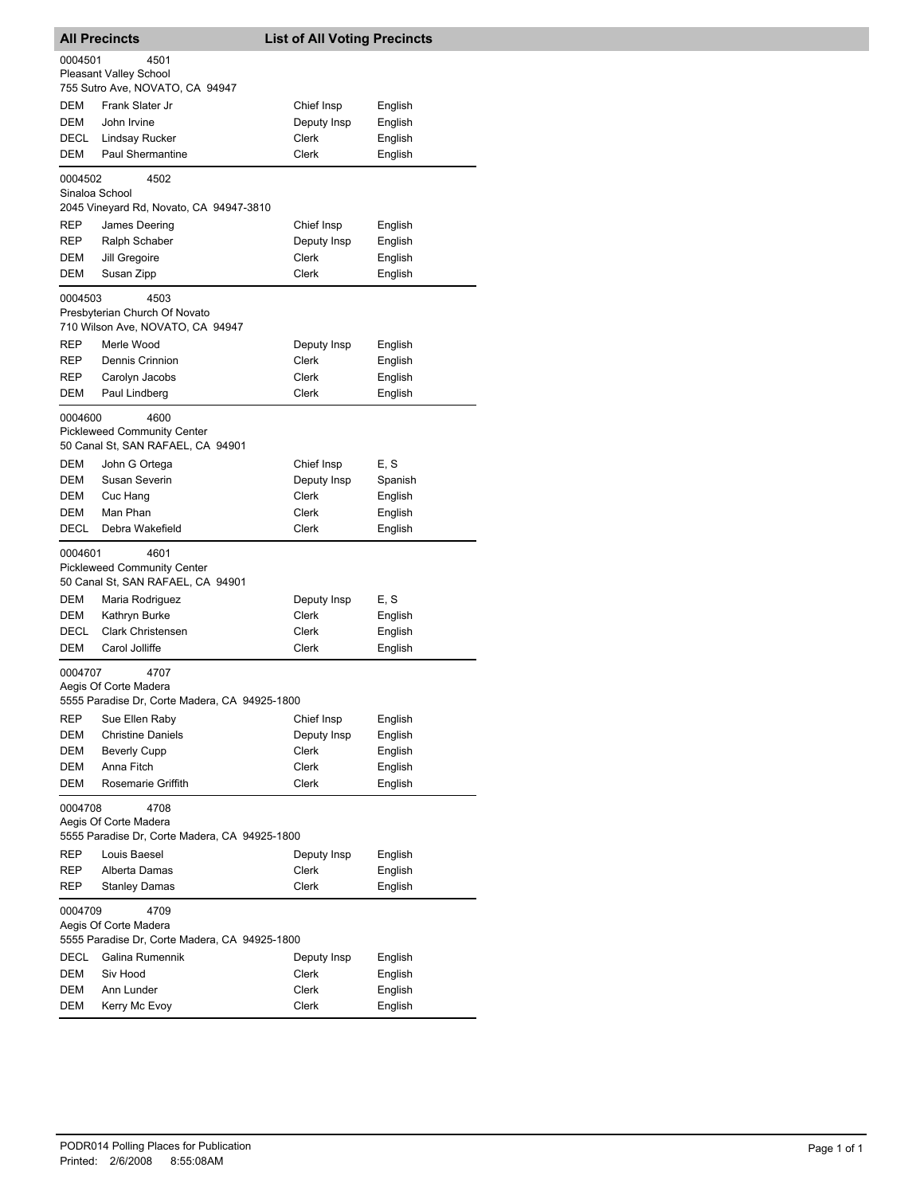## All Precincts — List of All Voting Precincts

**0004501** 4501
Pleasant Valley School
755 Sutro Ave, NOVATO, CA 94947

| Party | Name | Position | Language |
|---|---|---|---|
| DEM | Frank Slater Jr | Chief Insp | English |
| DEM | John Irvine | Deputy Insp | English |
| DECL | Lindsay Rucker | Clerk | English |
| DEM | Paul Shermantine | Clerk | English |

**0004502** 4502
Sinaloa School
2045 Vineyard Rd, Novato, CA 94947-3810

| Party | Name | Position | Language |
|---|---|---|---|
| REP | James Deering | Chief Insp | English |
| REP | Ralph Schaber | Deputy Insp | English |
| DEM | Jill Gregoire | Clerk | English |
| DEM | Susan Zipp | Clerk | English |

**0004503** 4503
Presbyterian Church Of Novato
710 Wilson Ave, NOVATO, CA 94947

| Party | Name | Position | Language |
|---|---|---|---|
| REP | Merle Wood | Deputy Insp | English |
| REP | Dennis Crinnion | Clerk | English |
| REP | Carolyn Jacobs | Clerk | English |
| DEM | Paul Lindberg | Clerk | English |

**0004600** 4600
Pickleweed Community Center
50 Canal St, SAN RAFAEL, CA 94901

| Party | Name | Position | Language |
|---|---|---|---|
| DEM | John G Ortega | Chief Insp | E, S |
| DEM | Susan Severin | Deputy Insp | Spanish |
| DEM | Cuc Hang | Clerk | English |
| DEM | Man Phan | Clerk | English |
| DECL | Debra Wakefield | Clerk | English |

**0004601** 4601
Pickleweed Community Center
50 Canal St, SAN RAFAEL, CA 94901

| Party | Name | Position | Language |
|---|---|---|---|
| DEM | Maria Rodriguez | Deputy Insp | E, S |
| DEM | Kathryn Burke | Clerk | English |
| DECL | Clark Christensen | Clerk | English |
| DEM | Carol Jolliffe | Clerk | English |

**0004707** 4707
Aegis Of Corte Madera
5555 Paradise Dr, Corte Madera, CA 94925-1800

| Party | Name | Position | Language |
|---|---|---|---|
| REP | Sue Ellen Raby | Chief Insp | English |
| DEM | Christine Daniels | Deputy Insp | English |
| DEM | Beverly Cupp | Clerk | English |
| DEM | Anna Fitch | Clerk | English |
| DEM | Rosemarie Griffith | Clerk | English |

**0004708** 4708
Aegis Of Corte Madera
5555 Paradise Dr, Corte Madera, CA 94925-1800

| Party | Name | Position | Language |
|---|---|---|---|
| REP | Louis Baesel | Deputy Insp | English |
| REP | Alberta Damas | Clerk | English |
| REP | Stanley Damas | Clerk | English |

**0004709** 4709
Aegis Of Corte Madera
5555 Paradise Dr, Corte Madera, CA 94925-1800

| Party | Name | Position | Language |
|---|---|---|---|
| DECL | Galina Rumennik | Deputy Insp | English |
| DEM | Siv Hood | Clerk | English |
| DEM | Ann Lunder | Clerk | English |
| DEM | Kerry Mc Evoy | Clerk | English |

PODR014 Polling Places for Publication
Printed: 2/6/2008 8:55:08AM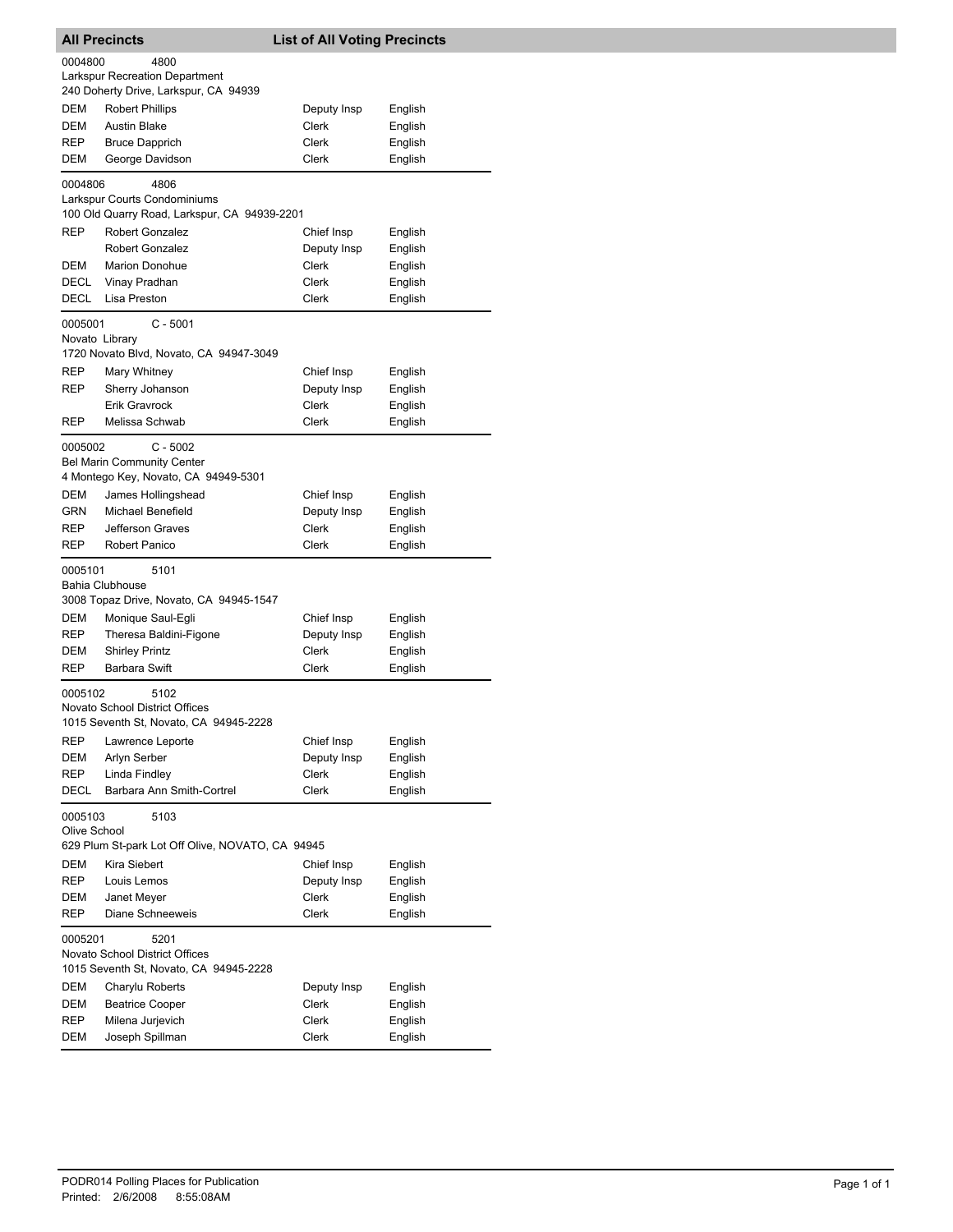## All Precincts — List of All Voting Precincts

### 0004800 — 4800
Larkspur Recreation Department
240 Doherty Drive, Larkspur, CA 94939

| Party | Name | Position | Language |
|---|---|---|---|
| DEM | Robert Phillips | Deputy Insp | English |
| DEM | Austin Blake | Clerk | English |
| REP | Bruce Dapprich | Clerk | English |
| DEM | George Davidson | Clerk | English |

### 0004806 — 4806
Larkspur Courts Condominiums
100 Old Quarry Road, Larkspur, CA 94939-2201

| Party | Name | Position | Language |
|---|---|---|---|
| REP | Robert Gonzalez | Chief Insp | English |
| | Robert Gonzalez | Deputy Insp | English |
| DEM | Marion Donohue | Clerk | English |
| DECL | Vinay Pradhan | Clerk | English |
| DECL | Lisa Preston | Clerk | English |

### 0005001 — C - 5001
Novato Library
1720 Novato Blvd, Novato, CA 94947-3049

| Party | Name | Position | Language |
|---|---|---|---|
| REP | Mary Whitney | Chief Insp | English |
| REP | Sherry Johanson | Deputy Insp | English |
| | Erik Gravrock | Clerk | English |
| REP | Melissa Schwab | Clerk | English |

### 0005002 — C - 5002
Bel Marin Community Center
4 Montego Key, Novato, CA 94949-5301

| Party | Name | Position | Language |
|---|---|---|---|
| DEM | James Hollingshead | Chief Insp | English |
| GRN | Michael Benefield | Deputy Insp | English |
| REP | Jefferson Graves | Clerk | English |
| REP | Robert Panico | Clerk | English |

### 0005101 — 5101
Bahia Clubhouse
3008 Topaz Drive, Novato, CA 94945-1547

| Party | Name | Position | Language |
|---|---|---|---|
| DEM | Monique Saul-Egli | Chief Insp | English |
| REP | Theresa Baldini-Figone | Deputy Insp | English |
| DEM | Shirley Printz | Clerk | English |
| REP | Barbara Swift | Clerk | English |

### 0005102 — 5102
Novato School District Offices
1015 Seventh St, Novato, CA 94945-2228

| Party | Name | Position | Language |
|---|---|---|---|
| REP | Lawrence Leporte | Chief Insp | English |
| DEM | Arlyn Serber | Deputy Insp | English |
| REP | Linda Findley | Clerk | English |
| DECL | Barbara Ann Smith-Cortrel | Clerk | English |

### 0005103 — 5103
Olive School
629 Plum St-park Lot Off Olive, NOVATO, CA 94945

| Party | Name | Position | Language |
|---|---|---|---|
| DEM | Kira Siebert | Chief Insp | English |
| REP | Louis Lemos | Deputy Insp | English |
| DEM | Janet Meyer | Clerk | English |
| REP | Diane Schneeweis | Clerk | English |

### 0005201 — 5201
Novato School District Offices
1015 Seventh St, Novato, CA 94945-2228

| Party | Name | Position | Language |
|---|---|---|---|
| DEM | Charylu Roberts | Deputy Insp | English |
| DEM | Beatrice Cooper | Clerk | English |
| REP | Milena Jurjevich | Clerk | English |
| DEM | Joseph Spillman | Clerk | English |

PODR014 Polling Places for Publication
Printed: 2/6/2008 8:55:08AM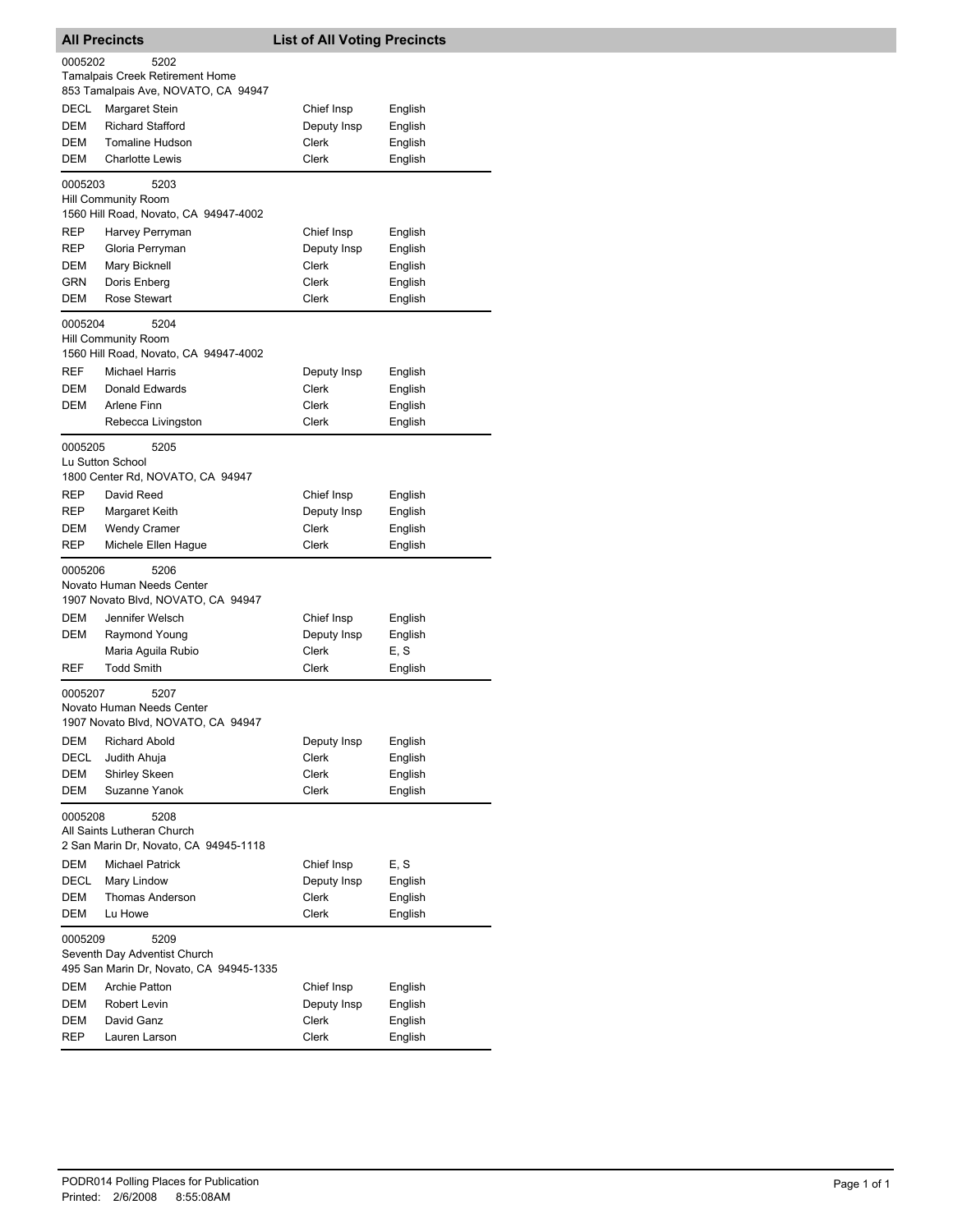## All Precincts — List of All Voting Precincts

0005202 5202
Tamalpais Creek Retirement Home
853 Tamalpais Ave, NOVATO, CA 94947

| | | | |
|---|---|---|---|
| DECL | Margaret Stein | Chief Insp | English |
| DEM | Richard Stafford | Deputy Insp | English |
| DEM | Tomaline Hudson | Clerk | English |
| DEM | Charlotte Lewis | Clerk | English |

0005203 5203
Hill Community Room
1560 Hill Road, Novato, CA 94947-4002

| | | | |
|---|---|---|---|
| REP | Harvey Perryman | Chief Insp | English |
| REP | Gloria Perryman | Deputy Insp | English |
| DEM | Mary Bicknell | Clerk | English |
| GRN | Doris Enberg | Clerk | English |
| DEM | Rose Stewart | Clerk | English |

0005204 5204
Hill Community Room
1560 Hill Road, Novato, CA 94947-4002

| | | | |
|---|---|---|---|
| REF | Michael Harris | Deputy Insp | English |
| DEM | Donald Edwards | Clerk | English |
| DEM | Arlene Finn | Clerk | English |
| | Rebecca Livingston | Clerk | English |

0005205 5205
Lu Sutton School
1800 Center Rd, NOVATO, CA 94947

| | | | |
|---|---|---|---|
| REP | David Reed | Chief Insp | English |
| REP | Margaret Keith | Deputy Insp | English |
| DEM | Wendy Cramer | Clerk | English |
| REP | Michele Ellen Hague | Clerk | English |

0005206 5206
Novato Human Needs Center
1907 Novato Blvd, NOVATO, CA 94947

| | | | |
|---|---|---|---|
| DEM | Jennifer Welsch | Chief Insp | English |
| DEM | Raymond Young | Deputy Insp | English |
| | Maria Aguila Rubio | Clerk | E, S |
| REF | Todd Smith | Clerk | English |

0005207 5207
Novato Human Needs Center
1907 Novato Blvd, NOVATO, CA 94947

| | | | |
|---|---|---|---|
| DEM | Richard Abold | Deputy Insp | English |
| DECL | Judith Ahuja | Clerk | English |
| DEM | Shirley Skeen | Clerk | English |
| DEM | Suzanne Yanok | Clerk | English |

0005208 5208
All Saints Lutheran Church
2 San Marin Dr, Novato, CA 94945-1118

| | | | |
|---|---|---|---|
| DEM | Michael Patrick | Chief Insp | E, S |
| DECL | Mary Lindow | Deputy Insp | English |
| DEM | Thomas Anderson | Clerk | English |
| DEM | Lu Howe | Clerk | English |

0005209 5209
Seventh Day Adventist Church
495 San Marin Dr, Novato, CA 94945-1335

| | | | |
|---|---|---|---|
| DEM | Archie Patton | Chief Insp | English |
| DEM | Robert Levin | Deputy Insp | English |
| DEM | David Ganz | Clerk | English |
| REP | Lauren Larson | Clerk | English |

PODR014 Polling Places for Publication
Printed: 2/6/2008 8:55:08AM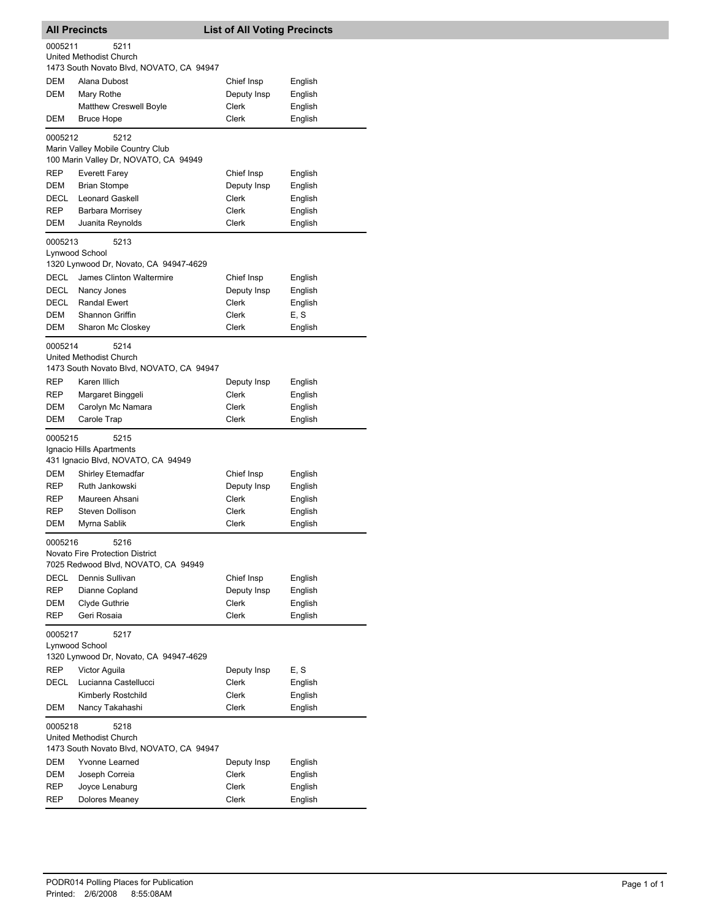## All Precincts — List of All Voting Precincts

**0005211 — 5211**
United Methodist Church
1473 South Novato Blvd, NOVATO, CA 94947

| Party | Name | Position | Language |
|---|---|---|---|
| DEM | Alana Dubost | Chief Insp | English |
| DEM | Mary Rothe | Deputy Insp | English |
| | Matthew Creswell Boyle | Clerk | English |
| DEM | Bruce Hope | Clerk | English |

**0005212 — 5212**
Marin Valley Mobile Country Club
100 Marin Valley Dr, NOVATO, CA 94949

| Party | Name | Position | Language |
|---|---|---|---|
| REP | Everett Farey | Chief Insp | English |
| DEM | Brian Stompe | Deputy Insp | English |
| DECL | Leonard Gaskell | Clerk | English |
| REP | Barbara Morrisey | Clerk | English |
| DEM | Juanita Reynolds | Clerk | English |

**0005213 — 5213**
Lynwood School
1320 Lynwood Dr, Novato, CA 94947-4629

| Party | Name | Position | Language |
|---|---|---|---|
| DECL | James Clinton Waltermire | Chief Insp | English |
| DECL | Nancy Jones | Deputy Insp | English |
| DECL | Randal Ewert | Clerk | English |
| DEM | Shannon Griffin | Clerk | E, S |
| DEM | Sharon Mc Closkey | Clerk | English |

**0005214 — 5214**
United Methodist Church
1473 South Novato Blvd, NOVATO, CA 94947

| Party | Name | Position | Language |
|---|---|---|---|
| REP | Karen Illich | Deputy Insp | English |
| REP | Margaret Binggeli | Clerk | English |
| DEM | Carolyn Mc Namara | Clerk | English |
| DEM | Carole Trap | Clerk | English |

**0005215 — 5215**
Ignacio Hills Apartments
431 Ignacio Blvd, NOVATO, CA 94949

| Party | Name | Position | Language |
|---|---|---|---|
| DEM | Shirley Etemadfar | Chief Insp | English |
| REP | Ruth Jankowski | Deputy Insp | English |
| REP | Maureen Ahsani | Clerk | English |
| REP | Steven Dollison | Clerk | English |
| DEM | Myrna Sablik | Clerk | English |

**0005216 — 5216**
Novato Fire Protection District
7025 Redwood Blvd, NOVATO, CA 94949

| Party | Name | Position | Language |
|---|---|---|---|
| DECL | Dennis Sullivan | Chief Insp | English |
| REP | Dianne Copland | Deputy Insp | English |
| DEM | Clyde Guthrie | Clerk | English |
| REP | Geri Rosaia | Clerk | English |

**0005217 — 5217**
Lynwood School
1320 Lynwood Dr, Novato, CA 94947-4629

| Party | Name | Position | Language |
|---|---|---|---|
| REP | Victor Aguila | Deputy Insp | E, S |
| DECL | Lucianna Castellucci | Clerk | English |
| | Kimberly Rostchild | Clerk | English |
| DEM | Nancy Takahashi | Clerk | English |

**0005218 — 5218**
United Methodist Church
1473 South Novato Blvd, NOVATO, CA 94947

| Party | Name | Position | Language |
|---|---|---|---|
| DEM | Yvonne Learned | Deputy Insp | English |
| DEM | Joseph Correia | Clerk | English |
| REP | Joyce Lenaburg | Clerk | English |
| REP | Dolores Meaney | Clerk | English |

PODR014 Polling Places for Publication
Printed: 2/6/2008 8:55:08AM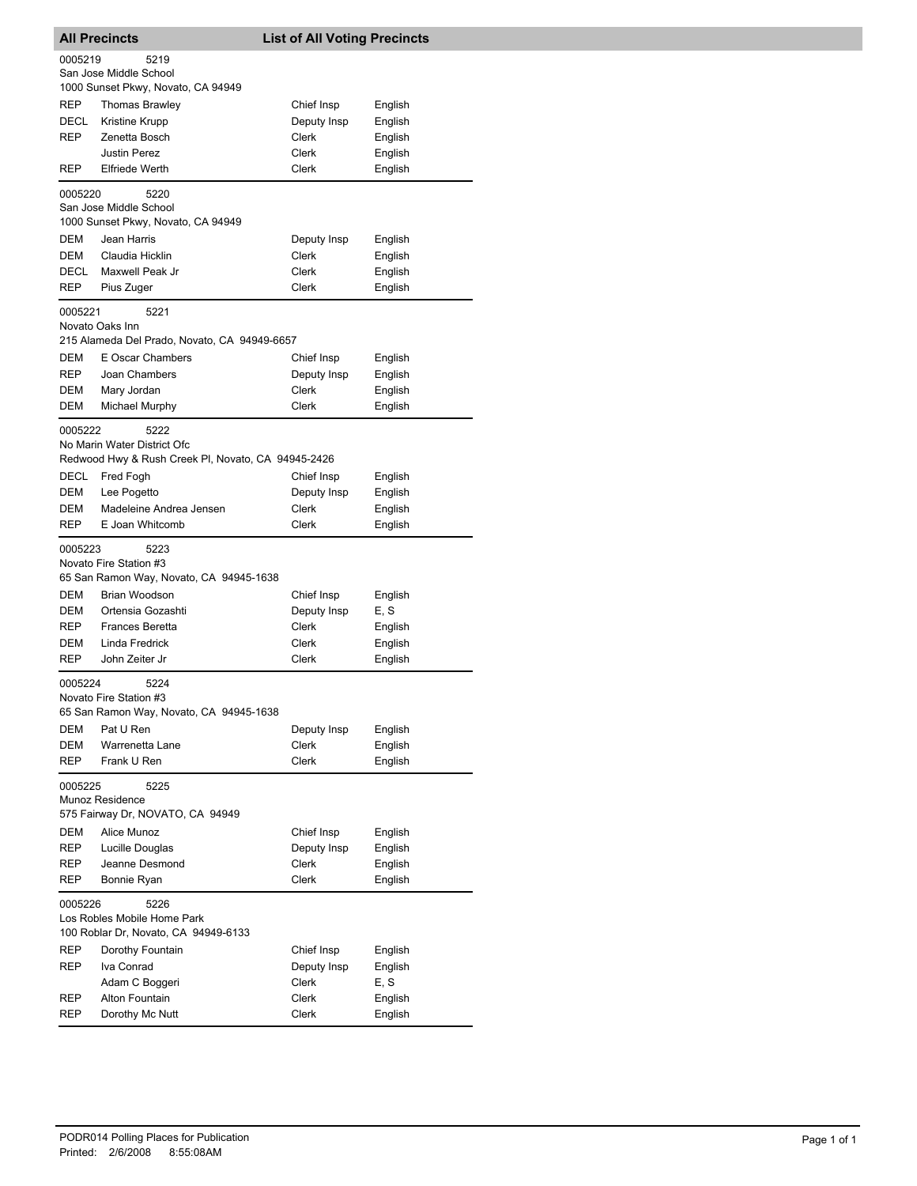## All Precincts — List of All Voting Precincts

**0005219 5219**
San Jose Middle School
1000 Sunset Pkwy, Novato, CA 94949

| Party | Name | Position | Language |
|---|---|---|---|
| REP | Thomas Brawley | Chief Insp | English |
| DECL | Kristine Krupp | Deputy Insp | English |
| REP | Zenetta Bosch | Clerk | English |
| | Justin Perez | Clerk | English |
| REP | Elfriede Werth | Clerk | English |

**0005220 5220**
San Jose Middle School
1000 Sunset Pkwy, Novato, CA 94949

| Party | Name | Position | Language |
|---|---|---|---|
| DEM | Jean Harris | Deputy Insp | English |
| DEM | Claudia Hicklin | Clerk | English |
| DECL | Maxwell Peak Jr | Clerk | English |
| REP | Pius Zuger | Clerk | English |

**0005221 5221**
Novato Oaks Inn
215 Alameda Del Prado, Novato, CA 94949-6657

| Party | Name | Position | Language |
|---|---|---|---|
| DEM | E Oscar Chambers | Chief Insp | English |
| REP | Joan Chambers | Deputy Insp | English |
| DEM | Mary Jordan | Clerk | English |
| DEM | Michael Murphy | Clerk | English |

**0005222 5222**
No Marin Water District Ofc
Redwood Hwy & Rush Creek Pl, Novato, CA 94945-2426

| Party | Name | Position | Language |
|---|---|---|---|
| DECL | Fred Fogh | Chief Insp | English |
| DEM | Lee Pogetto | Deputy Insp | English |
| DEM | Madeleine Andrea Jensen | Clerk | English |
| REP | E Joan Whitcomb | Clerk | English |

**0005223 5223**
Novato Fire Station #3
65 San Ramon Way, Novato, CA 94945-1638

| Party | Name | Position | Language |
|---|---|---|---|
| DEM | Brian Woodson | Chief Insp | English |
| DEM | Ortensia Gozashti | Deputy Insp | E, S |
| REP | Frances Beretta | Clerk | English |
| DEM | Linda Fredrick | Clerk | English |
| REP | John Zeiter Jr | Clerk | English |

**0005224 5224**
Novato Fire Station #3
65 San Ramon Way, Novato, CA 94945-1638

| Party | Name | Position | Language |
|---|---|---|---|
| DEM | Pat U Ren | Deputy Insp | English |
| DEM | Warrenetta Lane | Clerk | English |
| REP | Frank U Ren | Clerk | English |

**0005225 5225**
Munoz Residence
575 Fairway Dr, NOVATO, CA 94949

| Party | Name | Position | Language |
|---|---|---|---|
| DEM | Alice Munoz | Chief Insp | English |
| REP | Lucille Douglas | Deputy Insp | English |
| REP | Jeanne Desmond | Clerk | English |
| REP | Bonnie Ryan | Clerk | English |

**0005226 5226**
Los Robles Mobile Home Park
100 Roblar Dr, Novato, CA 94949-6133

| Party | Name | Position | Language |
|---|---|---|---|
| REP | Dorothy Fountain | Chief Insp | English |
| REP | Iva Conrad | Deputy Insp | English |
| | Adam C Boggeri | Clerk | E, S |
| REP | Alton Fountain | Clerk | English |
| REP | Dorothy Mc Nutt | Clerk | English |

PODR014 Polling Places for Publication
Printed: 2/6/2008 8:55:08AM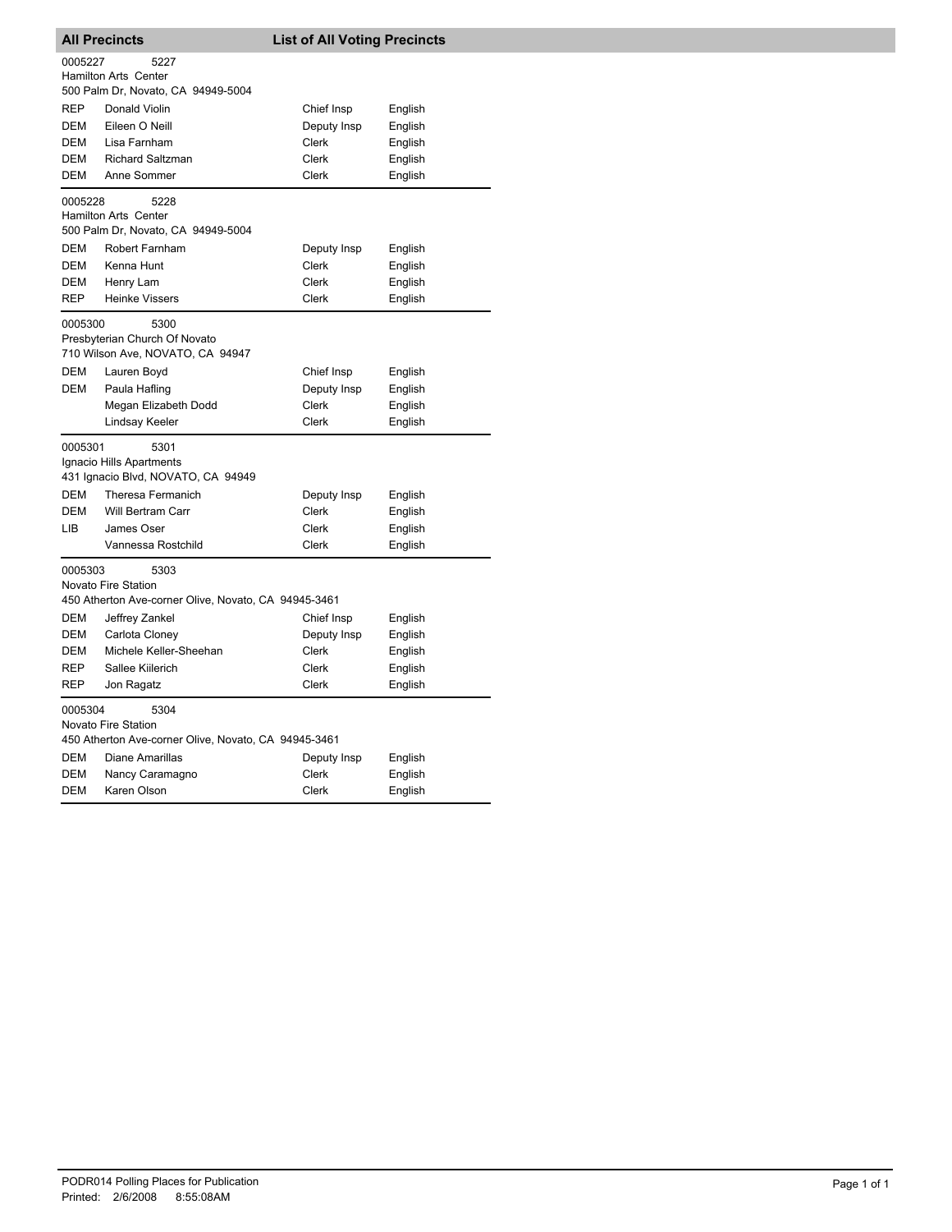## All Precincts — List of All Voting Precincts

**0005227** 5227
Hamilton Arts Center
500 Palm Dr, Novato, CA 94949-5004

| Party | Name | Position | Language |
|---|---|---|---|
| REP | Donald Violin | Chief Insp | English |
| DEM | Eileen O Neill | Deputy Insp | English |
| DEM | Lisa Farnham | Clerk | English |
| DEM | Richard Saltzman | Clerk | English |
| DEM | Anne Sommer | Clerk | English |

**0005228** 5228
Hamilton Arts Center
500 Palm Dr, Novato, CA 94949-5004

| Party | Name | Position | Language |
|---|---|---|---|
| DEM | Robert Farnham | Deputy Insp | English |
| DEM | Kenna Hunt | Clerk | English |
| DEM | Henry Lam | Clerk | English |
| REP | Heinke Vissers | Clerk | English |

**0005300** 5300
Presbyterian Church Of Novato
710 Wilson Ave, NOVATO, CA 94947

| Party | Name | Position | Language |
|---|---|---|---|
| DEM | Lauren Boyd | Chief Insp | English |
| DEM | Paula Hafling | Deputy Insp | English |
| | Megan Elizabeth Dodd | Clerk | English |
| | Lindsay Keeler | Clerk | English |

**0005301** 5301
Ignacio Hills Apartments
431 Ignacio Blvd, NOVATO, CA 94949

| Party | Name | Position | Language |
|---|---|---|---|
| DEM | Theresa Fermanich | Deputy Insp | English |
| DEM | Will Bertram Carr | Clerk | English |
| LIB | James Oser | Clerk | English |
| | Vannessa Rostchild | Clerk | English |

**0005303** 5303
Novato Fire Station
450 Atherton Ave-corner Olive, Novato, CA 94945-3461

| Party | Name | Position | Language |
|---|---|---|---|
| DEM | Jeffrey Zankel | Chief Insp | English |
| DEM | Carlota Cloney | Deputy Insp | English |
| DEM | Michele Keller-Sheehan | Clerk | English |
| REP | Sallee Kiilerich | Clerk | English |
| REP | Jon Ragatz | Clerk | English |

**0005304** 5304
Novato Fire Station
450 Atherton Ave-corner Olive, Novato, CA 94945-3461

| Party | Name | Position | Language |
|---|---|---|---|
| DEM | Diane Amarillas | Deputy Insp | English |
| DEM | Nancy Caramagno | Clerk | English |
| DEM | Karen Olson | Clerk | English |

PODR014 Polling Places for Publication
Printed: 2/6/2008 8:55:08AM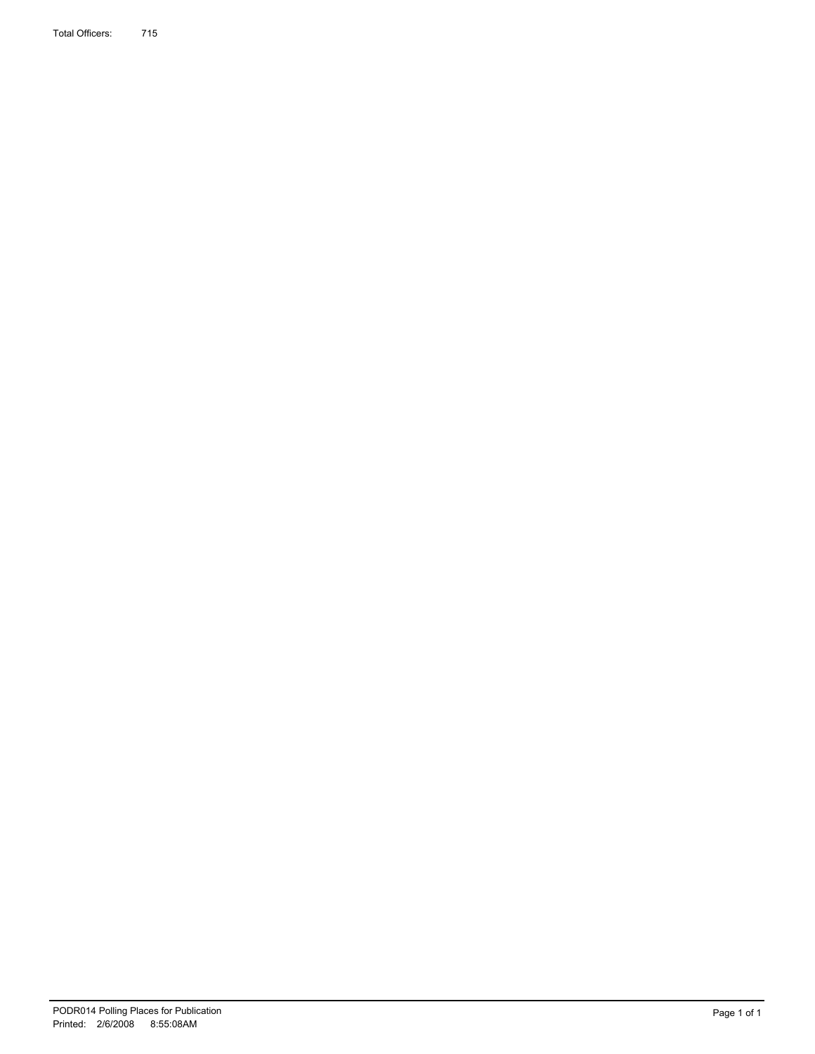Total Officers: 715